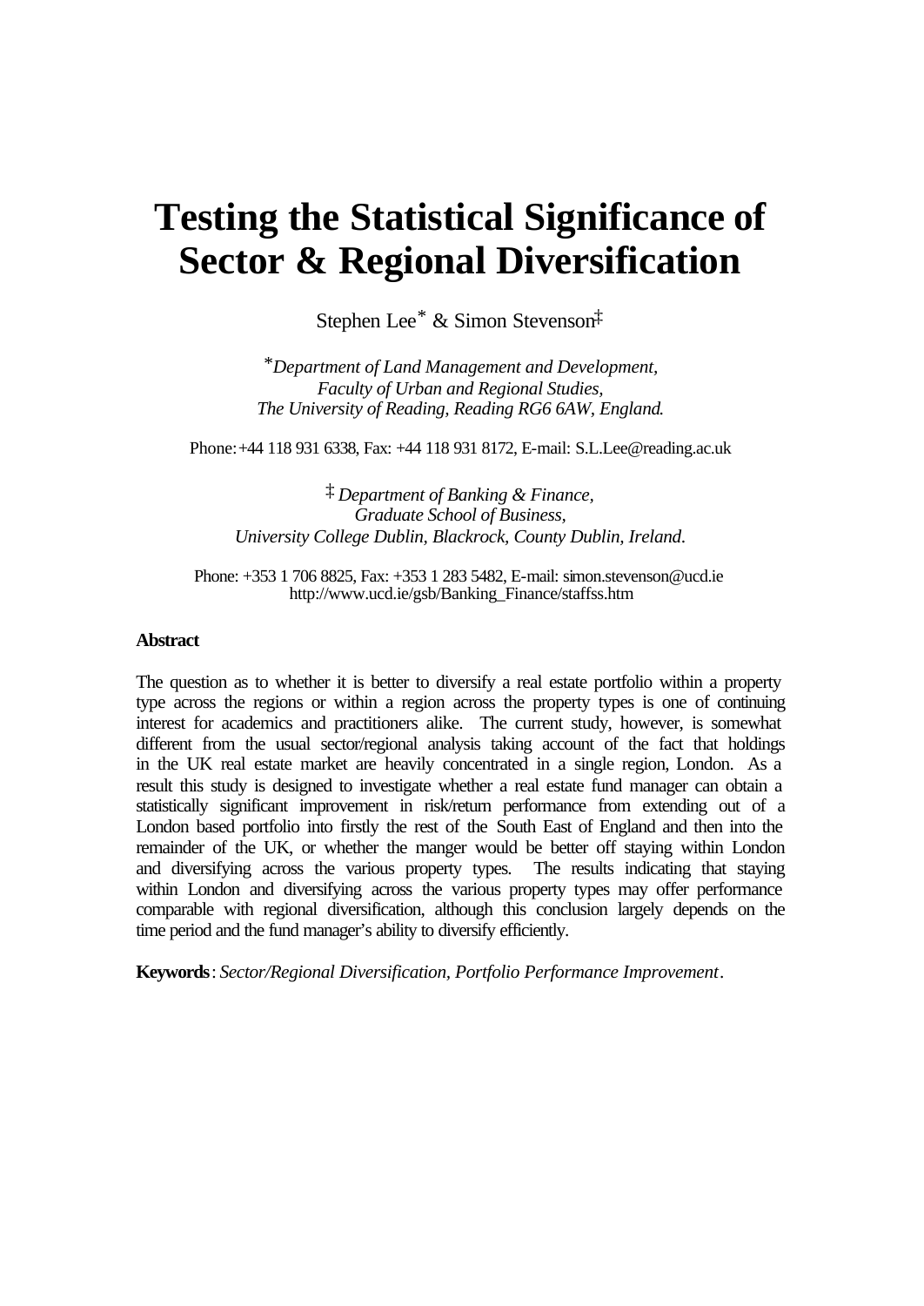# Testing the Statistical Significance of Sector & Regional Diversification

Stephen Lee[*] & Simon Stevenson[‡]

[*] *Department of Land Management and Development, Faculty of Urban and Regional Studies, The University of Reading, Reading RG6 6AW, England.*

Phone: +44 118 931 6338, Fax: +44 118 931 8172, E-mail: S.L.Lee@reading.ac.uk

[‡] *Department of Banking & Finance, Graduate School of Business, University College Dublin, Blackrock, County Dublin, Ireland.*

Phone: +353 1 706 8825, Fax: +353 1 283 5482, E-mail: simon.stevenson@ucd.ie
http://www.ucd.ie/gsb/Banking_Finance/staffss.htm

**Abstract**

The question as to whether it is better to diversify a real estate portfolio within a property type across the regions or within a region across the property types is one of continuing interest for academics and practitioners alike. The current study, however, is somewhat different from the usual sector/regional analysis taking account of the fact that holdings in the UK real estate market are heavily concentrated in a single region, London. As a result this study is designed to investigate whether a real estate fund manager can obtain a statistically significant improvement in risk/return performance from extending out of a London based portfolio into firstly the rest of the South East of England and then into the remainder of the UK, or whether the manger would be better off staying within London and diversifying across the various property types. The results indicating that staying within London and diversifying across the various property types may offer performance comparable with regional diversification, although this conclusion largely depends on the time period and the fund manager's ability to diversify efficiently.

**Keywords**: *Sector/Regional Diversification, Portfolio Performance Improvement*.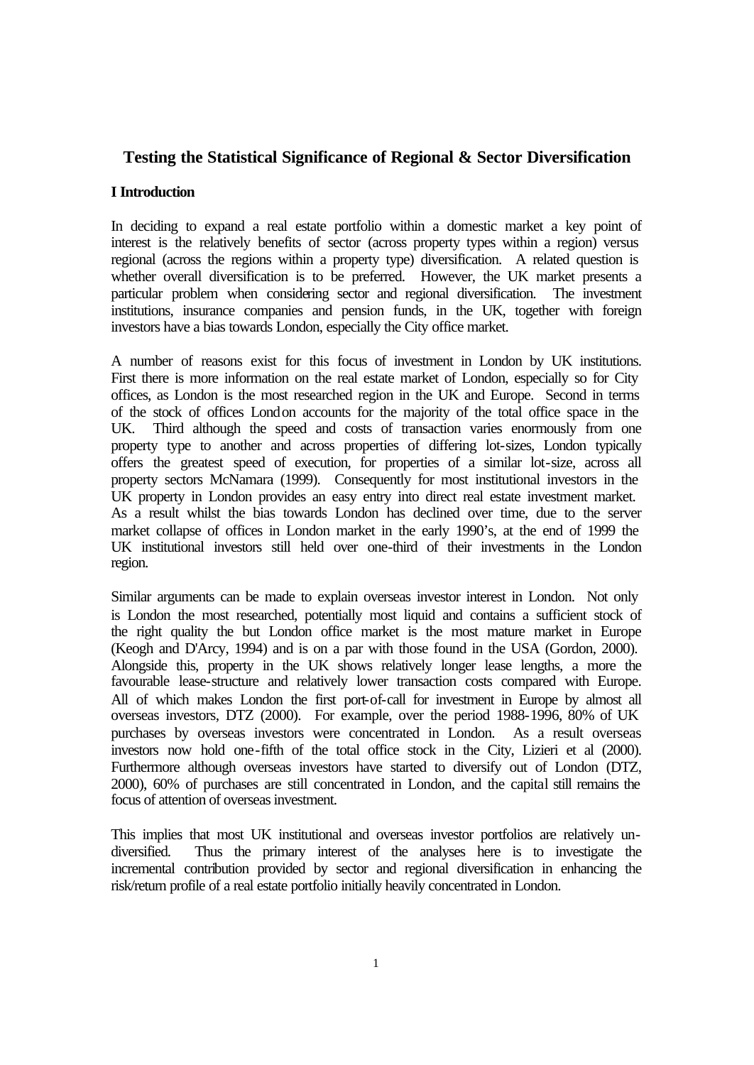# Testing the Statistical Significance of Regional & Sector Diversification

## I Introduction

In deciding to expand a real estate portfolio within a domestic market a key point of interest is the relatively benefits of sector (across property types within a region) versus regional (across the regions within a property type) diversification. A related question is whether overall diversification is to be preferred. However, the UK market presents a particular problem when considering sector and regional diversification. The investment institutions, insurance companies and pension funds, in the UK, together with foreign investors have a bias towards London, especially the City office market.

A number of reasons exist for this focus of investment in London by UK institutions. First there is more information on the real estate market of London, especially so for City offices, as London is the most researched region in the UK and Europe. Second in terms of the stock of offices London accounts for the majority of the total office space in the UK. Third although the speed and costs of transaction varies enormously from one property type to another and across properties of differing lot-sizes, London typically offers the greatest speed of execution, for properties of a similar lot-size, across all property sectors McNamara (1999). Consequently for most institutional investors in the UK property in London provides an easy entry into direct real estate investment market. As a result whilst the bias towards London has declined over time, due to the server market collapse of offices in London market in the early 1990's, at the end of 1999 the UK institutional investors still held over one-third of their investments in the London region.

Similar arguments can be made to explain overseas investor interest in London. Not only is London the most researched, potentially most liquid and contains a sufficient stock of the right quality the but London office market is the most mature market in Europe (Keogh and D'Arcy, 1994) and is on a par with those found in the USA (Gordon, 2000). Alongside this, property in the UK shows relatively longer lease lengths, a more the favourable lease-structure and relatively lower transaction costs compared with Europe. All of which makes London the first port-of-call for investment in Europe by almost all overseas investors, DTZ (2000). For example, over the period 1988-1996, 80% of UK purchases by overseas investors were concentrated in London. As a result overseas investors now hold one-fifth of the total office stock in the City, Lizieri et al (2000). Furthermore although overseas investors have started to diversify out of London (DTZ, 2000), 60% of purchases are still concentrated in London, and the capital still remains the focus of attention of overseas investment.

This implies that most UK institutional and overseas investor portfolios are relatively un-diversified. Thus the primary interest of the analyses here is to investigate the incremental contribution provided by sector and regional diversification in enhancing the risk/return profile of a real estate portfolio initially heavily concentrated in London.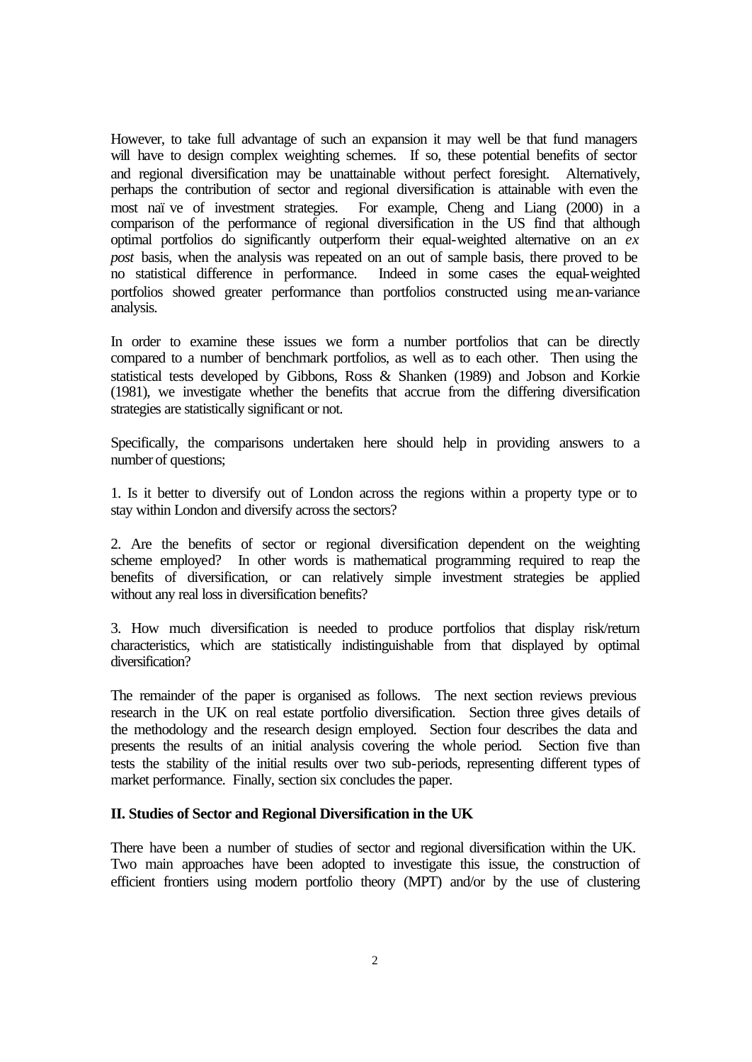However, to take full advantage of such an expansion it may well be that fund managers will have to design complex weighting schemes. If so, these potential benefits of sector and regional diversification may be unattainable without perfect foresight. Alternatively, perhaps the contribution of sector and regional diversification is attainable with even the most naïve of investment strategies. For example, Cheng and Liang (2000) in a comparison of the performance of regional diversification in the US find that although optimal portfolios do significantly outperform their equal-weighted alternative on an *ex post* basis, when the analysis was repeated on an out of sample basis, there proved to be no statistical difference in performance. Indeed in some cases the equal-weighted portfolios showed greater performance than portfolios constructed using mean-variance analysis.

In order to examine these issues we form a number portfolios that can be directly compared to a number of benchmark portfolios, as well as to each other. Then using the statistical tests developed by Gibbons, Ross & Shanken (1989) and Jobson and Korkie (1981), we investigate whether the benefits that accrue from the differing diversification strategies are statistically significant or not.

Specifically, the comparisons undertaken here should help in providing answers to a number of questions;

1. Is it better to diversify out of London across the regions within a property type or to stay within London and diversify across the sectors?

2. Are the benefits of sector or regional diversification dependent on the weighting scheme employed? In other words is mathematical programming required to reap the benefits of diversification, or can relatively simple investment strategies be applied without any real loss in diversification benefits?

3. How much diversification is needed to produce portfolios that display risk/return characteristics, which are statistically indistinguishable from that displayed by optimal diversification?

The remainder of the paper is organised as follows. The next section reviews previous research in the UK on real estate portfolio diversification. Section three gives details of the methodology and the research design employed. Section four describes the data and presents the results of an initial analysis covering the whole period. Section five than tests the stability of the initial results over two sub-periods, representing different types of market performance. Finally, section six concludes the paper.

## II. Studies of Sector and Regional Diversification in the UK

There have been a number of studies of sector and regional diversification within the UK. Two main approaches have been adopted to investigate this issue, the construction of efficient frontiers using modern portfolio theory (MPT) and/or by the use of clustering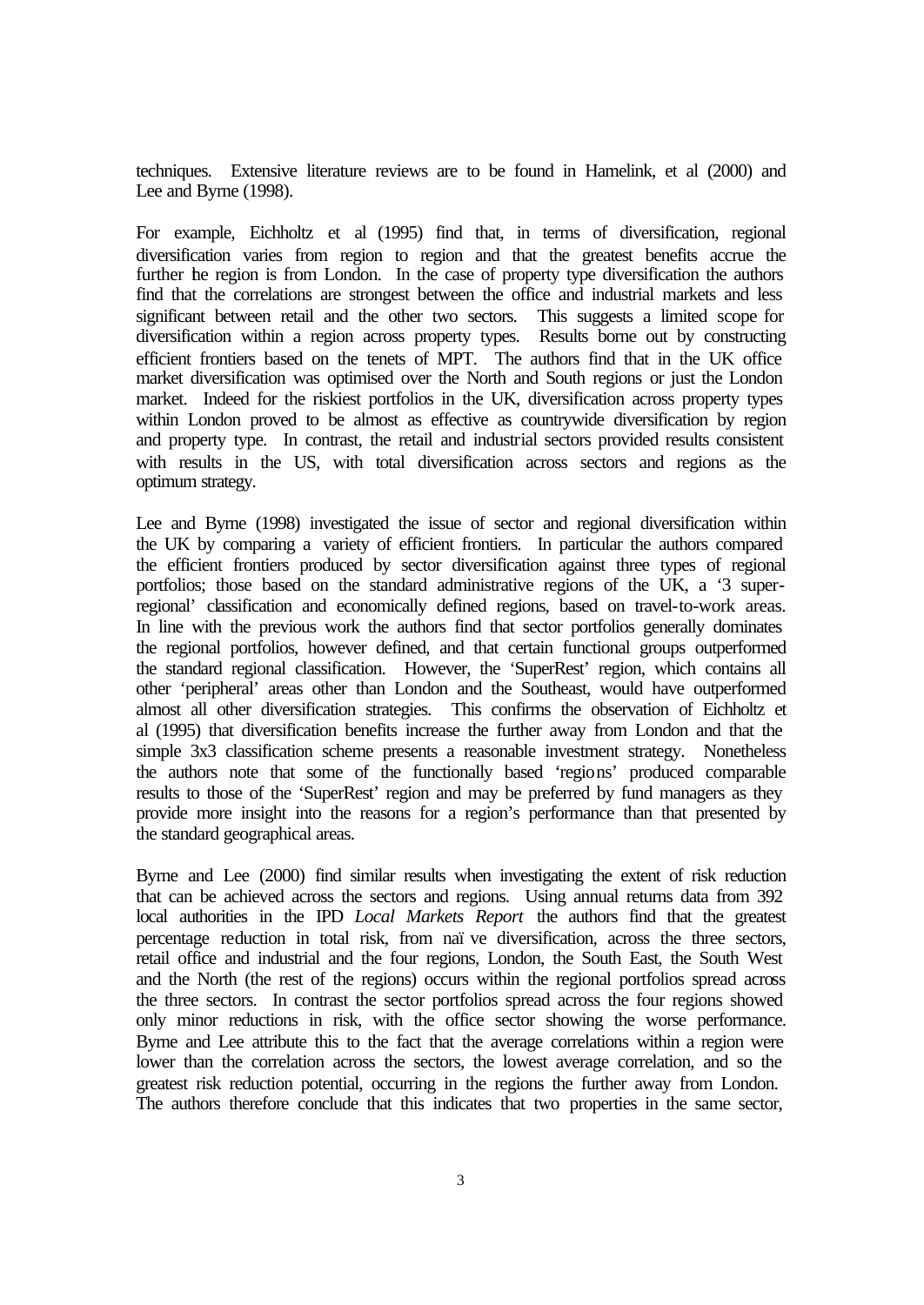techniques. Extensive literature reviews are to be found in Hamelink, et al (2000) and Lee and Byrne (1998).

For example, Eichholtz et al (1995) find that, in terms of diversification, regional diversification varies from region to region and that the greatest benefits accrue the further he region is from London. In the case of property type diversification the authors find that the correlations are strongest between the office and industrial markets and less significant between retail and the other two sectors. This suggests a limited scope for diversification within a region across property types. Results borne out by constructing efficient frontiers based on the tenets of MPT. The authors find that in the UK office market diversification was optimised over the North and South regions or just the London market. Indeed for the riskiest portfolios in the UK, diversification across property types within London proved to be almost as effective as countrywide diversification by region and property type. In contrast, the retail and industrial sectors provided results consistent with results in the US, with total diversification across sectors and regions as the optimum strategy.

Lee and Byrne (1998) investigated the issue of sector and regional diversification within the UK by comparing a variety of efficient frontiers. In particular the authors compared the efficient frontiers produced by sector diversification against three types of regional portfolios; those based on the standard administrative regions of the UK, a '3 super-regional' classification and economically defined regions, based on travel-to-work areas. In line with the previous work the authors find that sector portfolios generally dominates the regional portfolios, however defined, and that certain functional groups outperformed the standard regional classification. However, the 'SuperRest' region, which contains all other 'peripheral' areas other than London and the Southeast, would have outperformed almost all other diversification strategies. This confirms the observation of Eichholtz et al (1995) that diversification benefits increase the further away from London and that the simple 3x3 classification scheme presents a reasonable investment strategy. Nonetheless the authors note that some of the functionally based 'regions' produced comparable results to those of the 'SuperRest' region and may be preferred by fund managers as they provide more insight into the reasons for a region's performance than that presented by the standard geographical areas.

Byrne and Lee (2000) find similar results when investigating the extent of risk reduction that can be achieved across the sectors and regions. Using annual returns data from 392 local authorities in the IPD *Local Markets Report* the authors find that the greatest percentage reduction in total risk, from naïve diversification, across the three sectors, retail office and industrial and the four regions, London, the South East, the South West and the North (the rest of the regions) occurs within the regional portfolios spread across the three sectors. In contrast the sector portfolios spread across the four regions showed only minor reductions in risk, with the office sector showing the worse performance. Byrne and Lee attribute this to the fact that the average correlations within a region were lower than the correlation across the sectors, the lowest average correlation, and so the greatest risk reduction potential, occurring in the regions the further away from London. The authors therefore conclude that this indicates that two properties in the same sector,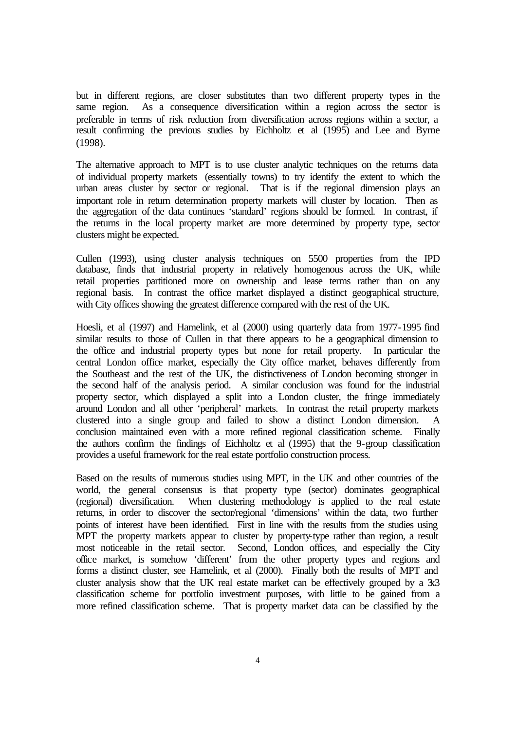but in different regions, are closer substitutes than two different property types in the same region. As a consequence diversification within a region across the sector is preferable in terms of risk reduction from diversification across regions within a sector, a result confirming the previous studies by Eichholtz et al (1995) and Lee and Byrne (1998).

The alternative approach to MPT is to use cluster analytic techniques on the returns data of individual property markets (essentially towns) to try identify the extent to which the urban areas cluster by sector or regional. That is if the regional dimension plays an important role in return determination property markets will cluster by location. Then as the aggregation of the data continues 'standard' regions should be formed. In contrast, if the returns in the local property market are more determined by property type, sector clusters might be expected.

Cullen (1993), using cluster analysis techniques on 5500 properties from the IPD database, finds that industrial property in relatively homogenous across the UK, while retail properties partitioned more on ownership and lease terms rather than on any regional basis. In contrast the office market displayed a distinct geographical structure, with City offices showing the greatest difference compared with the rest of the UK.

Hoesli, et al (1997) and Hamelink, et al (2000) using quarterly data from 1977-1995 find similar results to those of Cullen in that there appears to be a geographical dimension to the office and industrial property types but none for retail property. In particular the central London office market, especially the City office market, behaves differently from the Southeast and the rest of the UK, the distinctiveness of London becoming stronger in the second half of the analysis period. A similar conclusion was found for the industrial property sector, which displayed a split into a London cluster, the fringe immediately around London and all other 'peripheral' markets. In contrast the retail property markets clustered into a single group and failed to show a distinct London dimension. A conclusion maintained even with a more refined regional classification scheme. Finally the authors confirm the findings of Eichholtz et al (1995) that the 9-group classification provides a useful framework for the real estate portfolio construction process.

Based on the results of numerous studies using MPT, in the UK and other countries of the world, the general consensus is that property type (sector) dominates geographical (regional) diversification. When clustering methodology is applied to the real estate returns, in order to discover the sector/regional 'dimensions' within the data, two further points of interest have been identified. First in line with the results from the studies using MPT the property markets appear to cluster by property-type rather than region, a result most noticeable in the retail sector. Second, London offices, and especially the City office market, is somehow 'different' from the other property types and regions and forms a distinct cluster, see Hamelink, et al (2000). Finally both the results of MPT and cluster analysis show that the UK real estate market can be effectively grouped by a 3x3 classification scheme for portfolio investment purposes, with little to be gained from a more refined classification scheme. That is property market data can be classified by the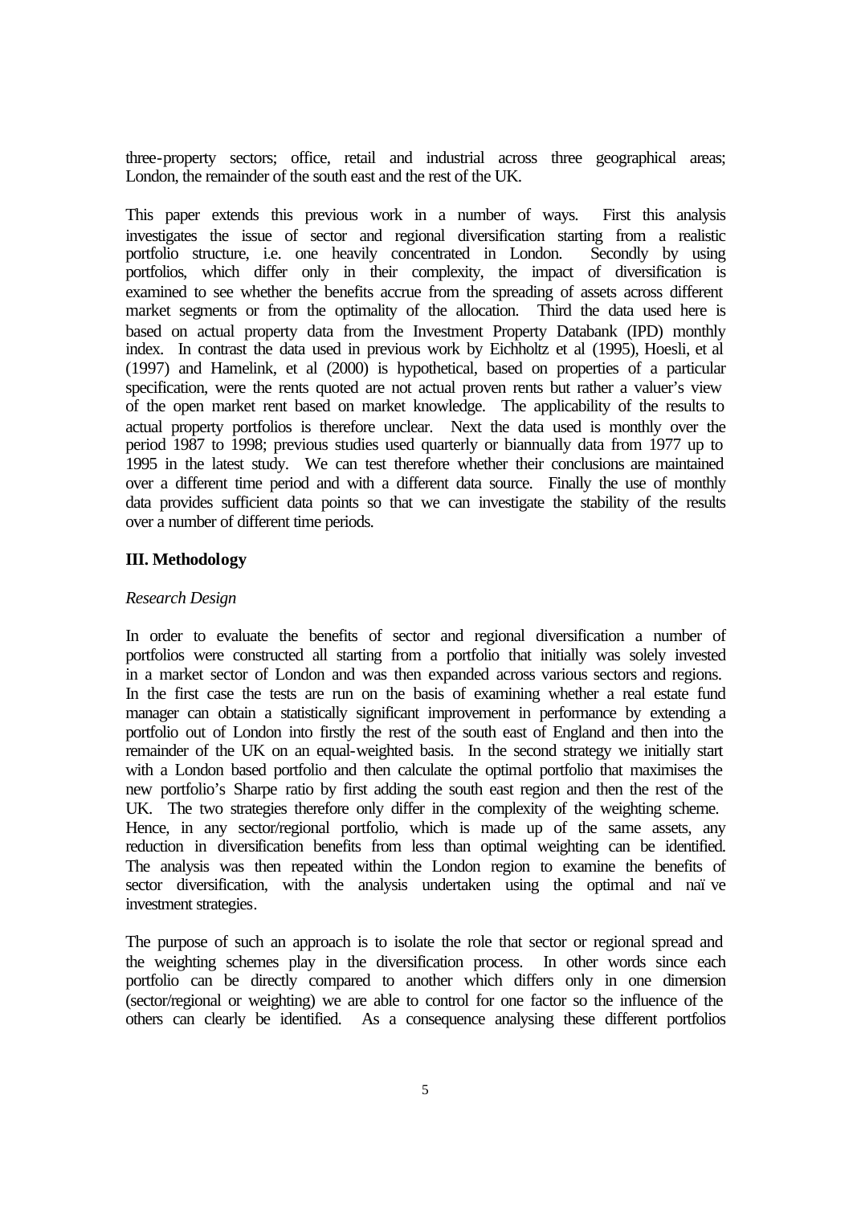three-property sectors; office, retail and industrial across three geographical areas; London, the remainder of the south east and the rest of the UK.

This paper extends this previous work in a number of ways. First this analysis investigates the issue of sector and regional diversification starting from a realistic portfolio structure, i.e. one heavily concentrated in London. Secondly by using portfolios, which differ only in their complexity, the impact of diversification is examined to see whether the benefits accrue from the spreading of assets across different market segments or from the optimality of the allocation. Third the data used here is based on actual property data from the Investment Property Databank (IPD) monthly index. In contrast the data used in previous work by Eichholtz et al (1995), Hoesli, et al (1997) and Hamelink, et al (2000) is hypothetical, based on properties of a particular specification, were the rents quoted are not actual proven rents but rather a valuer's view of the open market rent based on market knowledge. The applicability of the results to actual property portfolios is therefore unclear. Next the data used is monthly over the period 1987 to 1998; previous studies used quarterly or biannually data from 1977 up to 1995 in the latest study. We can test therefore whether their conclusions are maintained over a different time period and with a different data source. Finally the use of monthly data provides sufficient data points so that we can investigate the stability of the results over a number of different time periods.

## III. Methodology

*Research Design*

In order to evaluate the benefits of sector and regional diversification a number of portfolios were constructed all starting from a portfolio that initially was solely invested in a market sector of London and was then expanded across various sectors and regions. In the first case the tests are run on the basis of examining whether a real estate fund manager can obtain a statistically significant improvement in performance by extending a portfolio out of London into firstly the rest of the south east of England and then into the remainder of the UK on an equal-weighted basis. In the second strategy we initially start with a London based portfolio and then calculate the optimal portfolio that maximises the new portfolio's Sharpe ratio by first adding the south east region and then the rest of the UK. The two strategies therefore only differ in the complexity of the weighting scheme. Hence, in any sector/regional portfolio, which is made up of the same assets, any reduction in diversification benefits from less than optimal weighting can be identified. The analysis was then repeated within the London region to examine the benefits of sector diversification, with the analysis undertaken using the optimal and naïve investment strategies.

The purpose of such an approach is to isolate the role that sector or regional spread and the weighting schemes play in the diversification process. In other words since each portfolio can be directly compared to another which differs only in one dimension (sector/regional or weighting) we are able to control for one factor so the influence of the others can clearly be identified. As a consequence analysing these different portfolios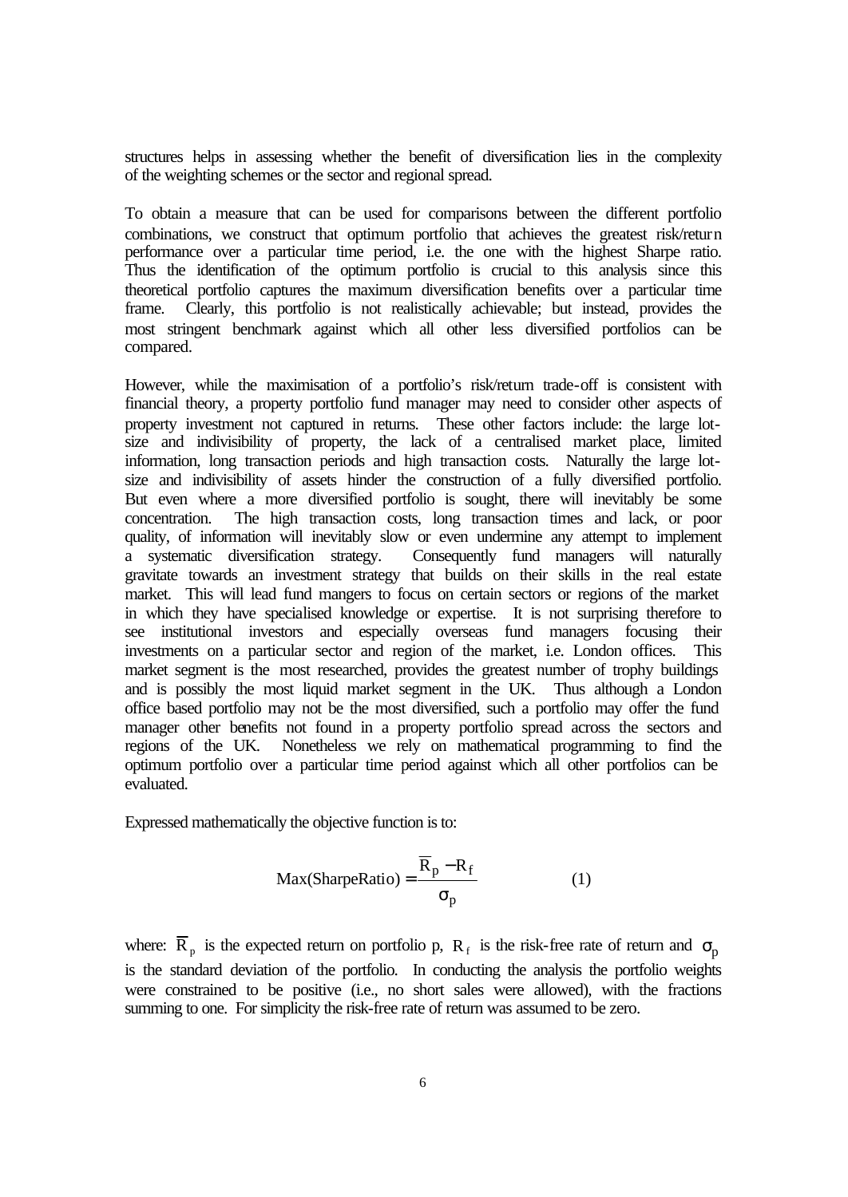structures helps in assessing whether the benefit of diversification lies in the complexity of the weighting schemes or the sector and regional spread.

To obtain a measure that can be used for comparisons between the different portfolio combinations, we construct that optimum portfolio that achieves the greatest risk/return performance over a particular time period, i.e. the one with the highest Sharpe ratio. Thus the identification of the optimum portfolio is crucial to this analysis since this theoretical portfolio captures the maximum diversification benefits over a particular time frame. Clearly, this portfolio is not realistically achievable; but instead, provides the most stringent benchmark against which all other less diversified portfolios can be compared.

However, while the maximisation of a portfolio's risk/return trade-off is consistent with financial theory, a property portfolio fund manager may need to consider other aspects of property investment not captured in returns. These other factors include: the large lot-size and indivisibility of property, the lack of a centralised market place, limited information, long transaction periods and high transaction costs. Naturally the large lot-size and indivisibility of assets hinder the construction of a fully diversified portfolio. But even where a more diversified portfolio is sought, there will inevitably be some concentration. The high transaction costs, long transaction times and lack, or poor quality, of information will inevitably slow or even undermine any attempt to implement a systematic diversification strategy. Consequently fund managers will naturally gravitate towards an investment strategy that builds on their skills in the real estate market. This will lead fund mangers to focus on certain sectors or regions of the market in which they have specialised knowledge or expertise. It is not surprising therefore to see institutional investors and especially overseas fund managers focusing their investments on a particular sector and region of the market, i.e. London offices. This market segment is the most researched, provides the greatest number of trophy buildings and is possibly the most liquid market segment in the UK. Thus although a London office based portfolio may not be the most diversified, such a portfolio may offer the fund manager other benefits not found in a property portfolio spread across the sectors and regions of the UK. Nonetheless we rely on mathematical programming to find the optimum portfolio over a particular time period against which all other portfolios can be evaluated.

Expressed mathematically the objective function is to:

$$\text{Max(SharpeRatio)} = \frac{\overline{R}_p - R_f}{\sigma_p} \qquad (1)$$

where: $\overline{R}_p$ is the expected return on portfolio p, $R_f$ is the risk-free rate of return and $\sigma_p$ is the standard deviation of the portfolio. In conducting the analysis the portfolio weights were constrained to be positive (i.e., no short sales were allowed), with the fractions summing to one. For simplicity the risk-free rate of return was assumed to be zero.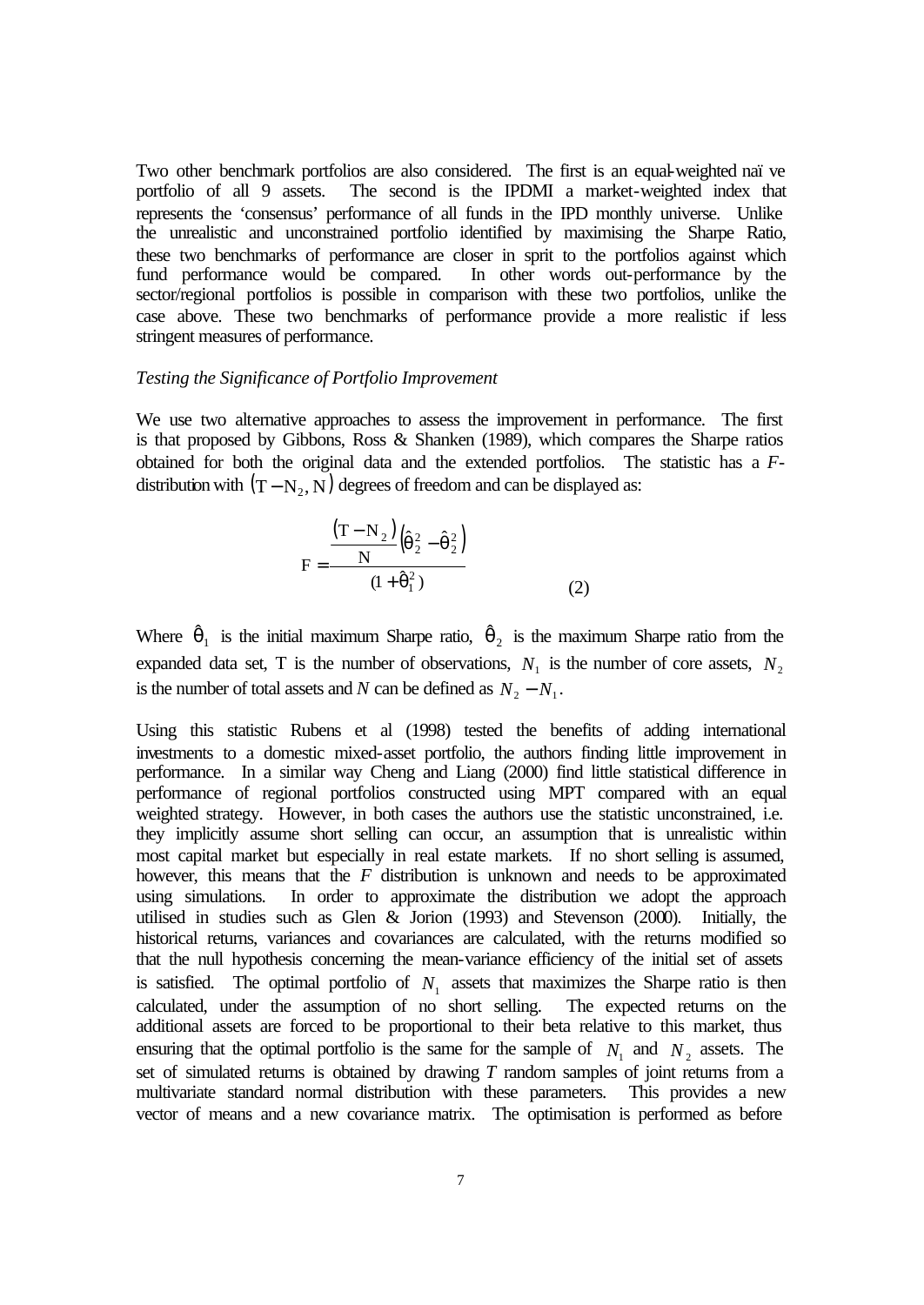Two other benchmark portfolios are also considered. The first is an equal-weighted naïve portfolio of all 9 assets. The second is the IPDMI a market-weighted index that represents the 'consensus' performance of all funds in the IPD monthly universe. Unlike the unrealistic and unconstrained portfolio identified by maximising the Sharpe Ratio, these two benchmarks of performance are closer in sprit to the portfolios against which fund performance would be compared. In other words out-performance by the sector/regional portfolios is possible in comparison with these two portfolios, unlike the case above. These two benchmarks of performance provide a more realistic if less stringent measures of performance.

*Testing the Significance of Portfolio Improvement*

We use two alternative approaches to assess the improvement in performance. The first is that proposed by Gibbons, Ross & Shanken (1989), which compares the Sharpe ratios obtained for both the original data and the extended portfolios. The statistic has a *F*-distribution with $(T - N_2, N)$ degrees of freedom and can be displayed as:

$$F = \frac{\frac{(T - N_2)}{N}\left(\hat{\theta}_2^2 - \hat{\theta}_2^2\right)}{(1 + \hat{\theta}_1^2)} \qquad (2)$$

Where $\hat{\theta}_1$ is the initial maximum Sharpe ratio, $\hat{\theta}_2$ is the maximum Sharpe ratio from the expanded data set, T is the number of observations, $N_1$ is the number of core assets, $N_2$ is the number of total assets and *N* can be defined as $N_2 - N_1$.

Using this statistic Rubens et al (1998) tested the benefits of adding international investments to a domestic mixed-asset portfolio, the authors finding little improvement in performance. In a similar way Cheng and Liang (2000) find little statistical difference in performance of regional portfolios constructed using MPT compared with an equal weighted strategy. However, in both cases the authors use the statistic unconstrained, i.e. they implicitly assume short selling can occur, an assumption that is unrealistic within most capital market but especially in real estate markets. If no short selling is assumed, however, this means that the *F* distribution is unknown and needs to be approximated using simulations. In order to approximate the distribution we adopt the approach utilised in studies such as Glen & Jorion (1993) and Stevenson (2000). Initially, the historical returns, variances and covariances are calculated, with the returns modified so that the null hypothesis concerning the mean-variance efficiency of the initial set of assets is satisfied. The optimal portfolio of $N_1$ assets that maximizes the Sharpe ratio is then calculated, under the assumption of no short selling. The expected returns on the additional assets are forced to be proportional to their beta relative to this market, thus ensuring that the optimal portfolio is the same for the sample of $N_1$ and $N_2$ assets. The set of simulated returns is obtained by drawing *T* random samples of joint returns from a multivariate standard normal distribution with these parameters. This provides a new vector of means and a new covariance matrix. The optimisation is performed as before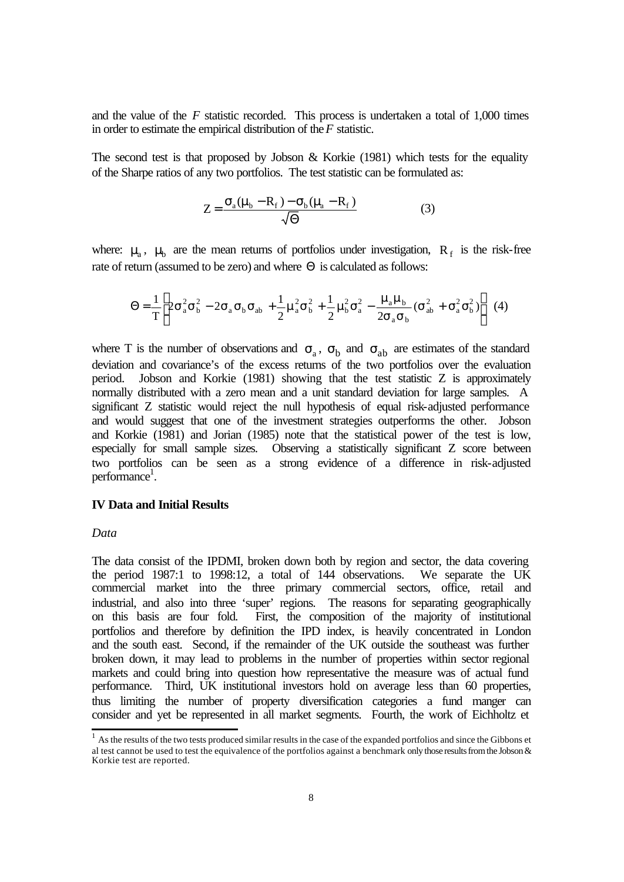and the value of the *F* statistic recorded. This process is undertaken a total of 1,000 times in order to estimate the empirical distribution of the *F* statistic.

The second test is that proposed by Jobson & Korkie (1981) which tests for the equality of the Sharpe ratios of any two portfolios. The test statistic can be formulated as:

$$Z = \frac{\sigma_a(\mu_b - R_f) - \sigma_b(\mu_a - R_f)}{\sqrt{\Theta}} \qquad (3)$$

where: $\mu_a$, $\mu_b$ are the mean returns of portfolios under investigation, $R_f$ is the risk-free rate of return (assumed to be zero) and where $\Theta$ is calculated as follows:

$$\Theta = \frac{1}{T}\left[2\sigma_a^2\sigma_b^2 - 2\sigma_a\sigma_b\sigma_{ab} + \frac{1}{2}\mu_a^2\sigma_b^2 + \frac{1}{2}\mu_b^2\sigma_a^2 - \frac{\mu_a\mu_b}{2\sigma_a\sigma_b}(\sigma_{ab}^2 + \sigma_a^2\sigma_b^2)\right] \quad (4)$$

where T is the number of observations and $\sigma_a$, $\sigma_b$ and $\sigma_{ab}$ are estimates of the standard deviation and covariance's of the excess returns of the two portfolios over the evaluation period. Jobson and Korkie (1981) showing that the test statistic Z is approximately normally distributed with a zero mean and a unit standard deviation for large samples. A significant Z statistic would reject the null hypothesis of equal risk-adjusted performance and would suggest that one of the investment strategies outperforms the other. Jobson and Korkie (1981) and Jorian (1985) note that the statistical power of the test is low, especially for small sample sizes. Observing a statistically significant Z score between two portfolios can be seen as a strong evidence of a difference in risk-adjusted performance[1].

## IV Data and Initial Results

### *Data*

The data consist of the IPDMI, broken down both by region and sector, the data covering the period 1987:1 to 1998:12, a total of 144 observations. We separate the UK commercial market into the three primary commercial sectors, office, retail and industrial, and also into three 'super' regions. The reasons for separating geographically on this basis are four fold. First, the composition of the majority of institutional portfolios and therefore by definition the IPD index, is heavily concentrated in London and the south east. Second, if the remainder of the UK outside the southeast was further broken down, it may lead to problems in the number of properties within sector regional markets and could bring into question how representative the measure was of actual fund performance. Third, UK institutional investors hold on average less than 60 properties, thus limiting the number of property diversification categories a fund manger can consider and yet be represented in all market segments. Fourth, the work of Eichholtz et

---

[1] As the results of the two tests produced similar results in the case of the expanded portfolios and since the Gibbons et al test cannot be used to test the equivalence of the portfolios against a benchmark only those results from the Jobson & Korkie test are reported.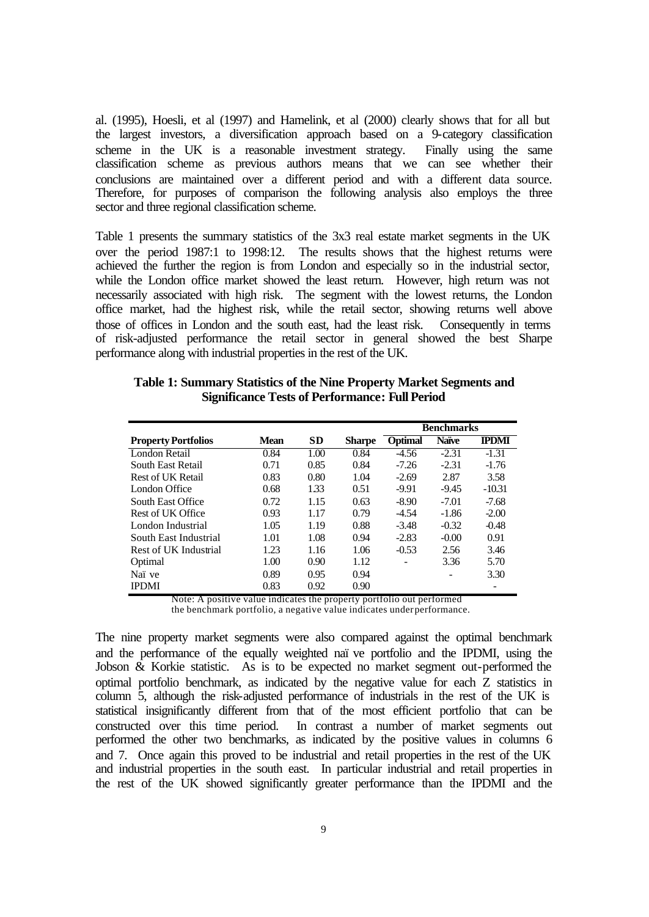al. (1995), Hoesli, et al (1997) and Hamelink, et al (2000) clearly shows that for all but the largest investors, a diversification approach based on a 9-category classification scheme in the UK is a reasonable investment strategy. Finally using the same classification scheme as previous authors means that we can see whether their conclusions are maintained over a different period and with a different data source. Therefore, for purposes of comparison the following analysis also employs the three sector and three regional classification scheme.

Table 1 presents the summary statistics of the 3x3 real estate market segments in the UK over the period 1987:1 to 1998:12. The results shows that the highest returns were achieved the further the region is from London and especially so in the industrial sector, while the London office market showed the least return. However, high return was not necessarily associated with high risk. The segment with the lowest returns, the London office market, had the highest risk, while the retail sector, showing returns well above those of offices in London and the south east, had the least risk. Consequently in terms of risk-adjusted performance the retail sector in general showed the best Sharpe performance along with industrial properties in the rest of the UK.

**Table 1: Summary Statistics of the Nine Property Market Segments and Significance Tests of Performance: Full Period**

| | | | | Benchmarks | | |
|---|---|---|---|---|---|---|
| **Property Portfolios** | **Mean** | **SD** | **Sharpe** | **Optimal** | **Naïve** | **IPDMI** |
| London Retail | 0.84 | 1.00 | 0.84 | -4.56 | -2.31 | -1.31 |
| South East Retail | 0.71 | 0.85 | 0.84 | -7.26 | -2.31 | -1.76 |
| Rest of UK Retail | 0.83 | 0.80 | 1.04 | -2.69 | 2.87 | 3.58 |
| London Office | 0.68 | 1.33 | 0.51 | -9.91 | -9.45 | -10.31 |
| South East Office | 0.72 | 1.15 | 0.63 | -8.90 | -7.01 | -7.68 |
| Rest of UK Office | 0.93 | 1.17 | 0.79 | -4.54 | -1.86 | -2.00 |
| London Industrial | 1.05 | 1.19 | 0.88 | -3.48 | -0.32 | -0.48 |
| South East Industrial | 1.01 | 1.08 | 0.94 | -2.83 | -0.00 | 0.91 |
| Rest of UK Industrial | 1.23 | 1.16 | 1.06 | -0.53 | 2.56 | 3.46 |
| Optimal | 1.00 | 0.90 | 1.12 | - | 3.36 | 5.70 |
| Naïve | 0.89 | 0.95 | 0.94 | | - | 3.30 |
| IPDMI | 0.83 | 0.92 | 0.90 | | | - |

Note: A positive value indicates the property portfolio out performed the benchmark portfolio, a negative value indicates underperformance.

The nine property market segments were also compared against the optimal benchmark and the performance of the equally weighted naïve portfolio and the IPDMI, using the Jobson & Korkie statistic. As is to be expected no market segment out-performed the optimal portfolio benchmark, as indicated by the negative value for each Z statistics in column 5, although the risk-adjusted performance of industrials in the rest of the UK is statistical insignificantly different from that of the most efficient portfolio that can be constructed over this time period. In contrast a number of market segments out performed the other two benchmarks, as indicated by the positive values in columns 6 and 7. Once again this proved to be industrial and retail properties in the rest of the UK and industrial properties in the south east. In particular industrial and retail properties in the rest of the UK showed significantly greater performance than the IPDMI and the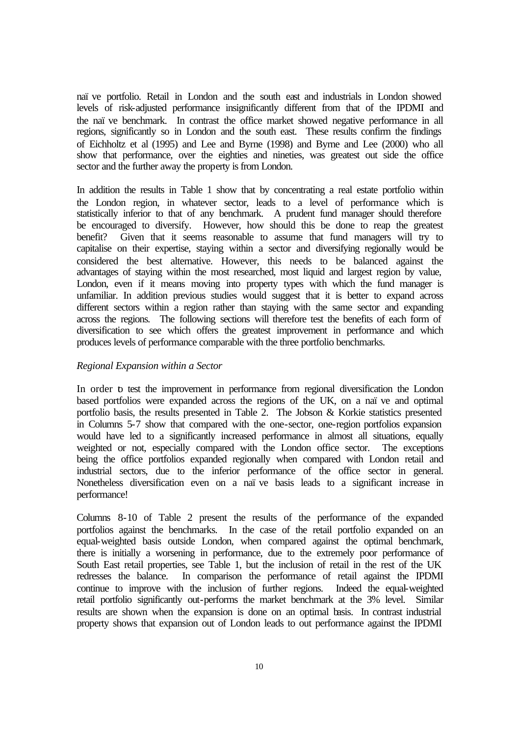naïve portfolio. Retail in London and the south east and industrials in London showed levels of risk-adjusted performance insignificantly different from that of the IPDMI and the naïve benchmark. In contrast the office market showed negative performance in all regions, significantly so in London and the south east. These results confirm the findings of Eichholtz et al (1995) and Lee and Byrne (1998) and Byrne and Lee (2000) who all show that performance, over the eighties and nineties, was greatest out side the office sector and the further away the property is from London.

In addition the results in Table 1 show that by concentrating a real estate portfolio within the London region, in whatever sector, leads to a level of performance which is statistically inferior to that of any benchmark. A prudent fund manager should therefore be encouraged to diversify. However, how should this be done to reap the greatest benefit? Given that it seems reasonable to assume that fund managers will try to capitalise on their expertise, staying within a sector and diversifying regionally would be considered the best alternative. However, this needs to be balanced against the advantages of staying within the most researched, most liquid and largest region by value, London, even if it means moving into property types with which the fund manager is unfamiliar. In addition previous studies would suggest that it is better to expand across different sectors within a region rather than staying with the same sector and expanding across the regions. The following sections will therefore test the benefits of each form of diversification to see which offers the greatest improvement in performance and which produces levels of performance comparable with the three portfolio benchmarks.

*Regional Expansion within a Sector*

In order to test the improvement in performance from regional diversification the London based portfolios were expanded across the regions of the UK, on a naïve and optimal portfolio basis, the results presented in Table 2. The Jobson & Korkie statistics presented in Columns 5-7 show that compared with the one-sector, one-region portfolios expansion would have led to a significantly increased performance in almost all situations, equally weighted or not, especially compared with the London office sector. The exceptions being the office portfolios expanded regionally when compared with London retail and industrial sectors, due to the inferior performance of the office sector in general. Nonetheless diversification even on a naïve basis leads to a significant increase in performance!

Columns 8-10 of Table 2 present the results of the performance of the expanded portfolios against the benchmarks. In the case of the retail portfolio expanded on an equal-weighted basis outside London, when compared against the optimal benchmark, there is initially a worsening in performance, due to the extremely poor performance of South East retail properties, see Table 1, but the inclusion of retail in the rest of the UK redresses the balance. In comparison the performance of retail against the IPDMI continue to improve with the inclusion of further regions. Indeed the equal-weighted retail portfolio significantly out-performs the market benchmark at the 3% level. Similar results are shown when the expansion is done on an optimal basis. In contrast industrial property shows that expansion out of London leads to out performance against the IPDMI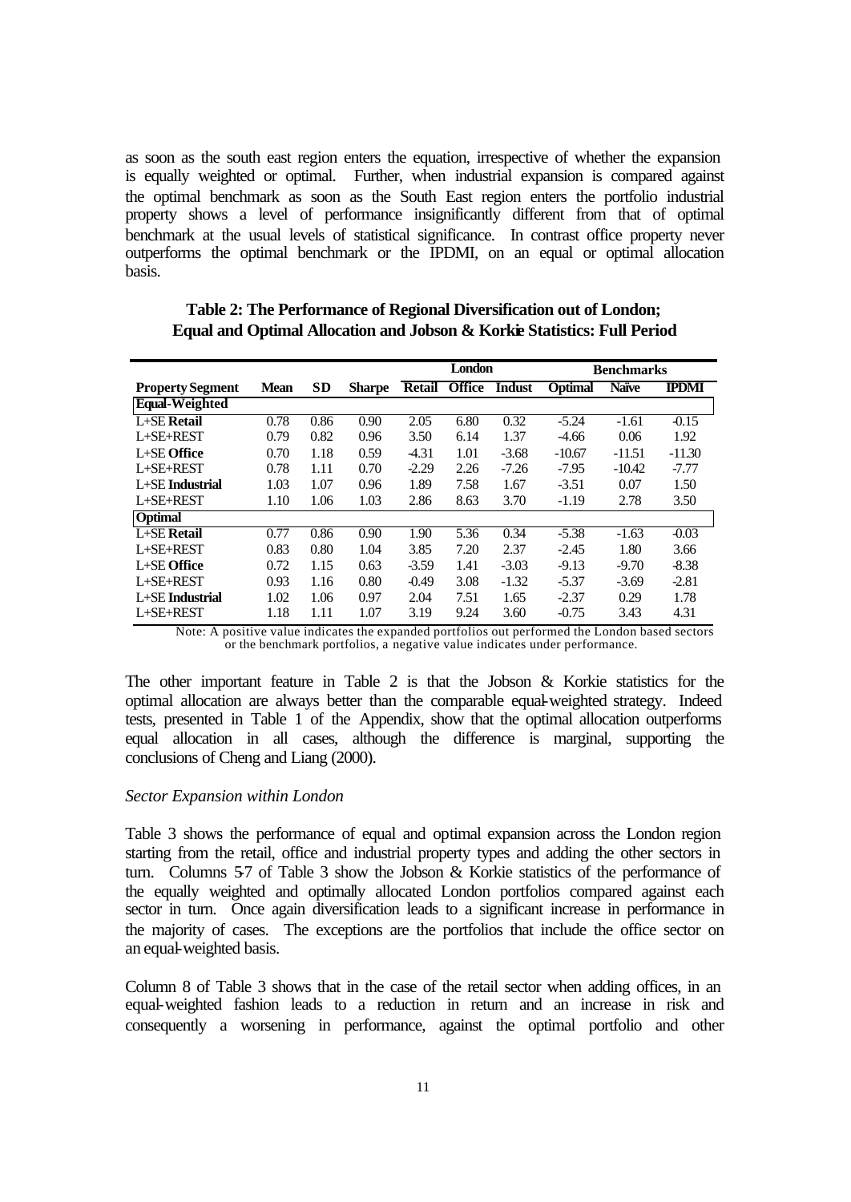as soon as the south east region enters the equation, irrespective of whether the expansion is equally weighted or optimal. Further, when industrial expansion is compared against the optimal benchmark as soon as the South East region enters the portfolio industrial property shows a level of performance insignificantly different from that of optimal benchmark at the usual levels of statistical significance. In contrast office property never outperforms the optimal benchmark or the IPDMI, on an equal or optimal allocation basis.

**Table 2: The Performance of Regional Diversification out of London; Equal and Optimal Allocation and Jobson & Korkie Statistics: Full Period**

| | | | | London | | | Benchmarks | | |
|---|---|---|---|---|---|---|---|---|---|
| **Property Segment** | **Mean** | **SD** | **Sharpe** | **Retail** | **Office** | **Indust** | **Optimal** | **Naïve** | **IPDMI** |
| **Equal-Weighted** | | | | | | | | | |
| L+SE **Retail** | 0.78 | 0.86 | 0.90 | 2.05 | 6.80 | 0.32 | -5.24 | -1.61 | -0.15 |
| L+SE+REST | 0.79 | 0.82 | 0.96 | 3.50 | 6.14 | 1.37 | -4.66 | 0.06 | 1.92 |
| L+SE **Office** | 0.70 | 1.18 | 0.59 | -4.31 | 1.01 | -3.68 | -10.67 | -11.51 | -11.30 |
| L+SE+REST | 0.78 | 1.11 | 0.70 | -2.29 | 2.26 | -7.26 | -7.95 | -10.42 | -7.77 |
| L+SE **Industrial** | 1.03 | 1.07 | 0.96 | 1.89 | 7.58 | 1.67 | -3.51 | 0.07 | 1.50 |
| L+SE+REST | 1.10 | 1.06 | 1.03 | 2.86 | 8.63 | 3.70 | -1.19 | 2.78 | 3.50 |
| **Optimal** | | | | | | | | | |
| L+SE **Retail** | 0.77 | 0.86 | 0.90 | 1.90 | 5.36 | 0.34 | -5.38 | -1.63 | -0.03 |
| L+SE+REST | 0.83 | 0.80 | 1.04 | 3.85 | 7.20 | 2.37 | -2.45 | 1.80 | 3.66 |
| L+SE **Office** | 0.72 | 1.15 | 0.63 | -3.59 | 1.41 | -3.03 | -9.13 | -9.70 | -8.38 |
| L+SE+REST | 0.93 | 1.16 | 0.80 | -0.49 | 3.08 | -1.32 | -5.37 | -3.69 | -2.81 |
| L+SE **Industrial** | 1.02 | 1.06 | 0.97 | 2.04 | 7.51 | 1.65 | -2.37 | 0.29 | 1.78 |
| L+SE+REST | 1.18 | 1.11 | 1.07 | 3.19 | 9.24 | 3.60 | -0.75 | 3.43 | 4.31 |

Note: A positive value indicates the expanded portfolios out performed the London based sectors or the benchmark portfolios, a negative value indicates under performance.

The other important feature in Table 2 is that the Jobson & Korkie statistics for the optimal allocation are always better than the comparable equal-weighted strategy. Indeed tests, presented in Table 1 of the Appendix, show that the optimal allocation outperforms equal allocation in all cases, although the difference is marginal, supporting the conclusions of Cheng and Liang (2000).

*Sector Expansion within London*

Table 3 shows the performance of equal and optimal expansion across the London region starting from the retail, office and industrial property types and adding the other sectors in turn. Columns 5-7 of Table 3 show the Jobson & Korkie statistics of the performance of the equally weighted and optimally allocated London portfolios compared against each sector in turn. Once again diversification leads to a significant increase in performance in the majority of cases. The exceptions are the portfolios that include the office sector on an equal-weighted basis.

Column 8 of Table 3 shows that in the case of the retail sector when adding offices, in an equal-weighted fashion leads to a reduction in return and an increase in risk and consequently a worsening in performance, against the optimal portfolio and other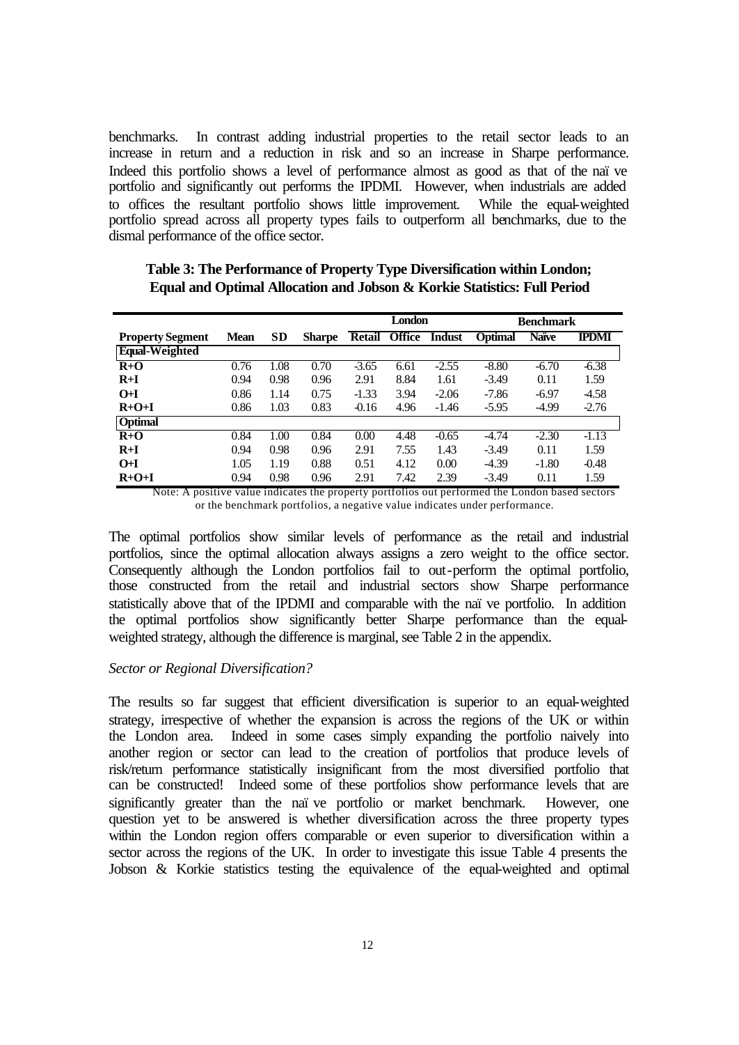benchmarks. In contrast adding industrial properties to the retail sector leads to an increase in return and a reduction in risk and so an increase in Sharpe performance. Indeed this portfolio shows a level of performance almost as good as that of the naïve portfolio and significantly out performs the IPDMI. However, when industrials are added to offices the resultant portfolio shows little improvement. While the equal-weighted portfolio spread across all property types fails to outperform all benchmarks, due to the dismal performance of the office sector.

**Table 3: The Performance of Property Type Diversification within London; Equal and Optimal Allocation and Jobson & Korkie Statistics: Full Period**

| | | | | London | | | Benchmark | | |
|---|---|---|---|---|---|---|---|---|---|
| **Property Segment** | **Mean** | **SD** | **Sharpe** | **Retail** | **Office** | **Indust** | **Optimal** | **Naïve** | **IPDMI** |
| **Equal-Weighted** | | | | | | | | | |
| **R+O** | 0.76 | 1.08 | 0.70 | -3.65 | 6.61 | -2.55 | -8.80 | -6.70 | -6.38 |
| **R+I** | 0.94 | 0.98 | 0.96 | 2.91 | 8.84 | 1.61 | -3.49 | 0.11 | 1.59 |
| **O+I** | 0.86 | 1.14 | 0.75 | -1.33 | 3.94 | -2.06 | -7.86 | -6.97 | -4.58 |
| **R+O+I** | 0.86 | 1.03 | 0.83 | -0.16 | 4.96 | -1.46 | -5.95 | -4.99 | -2.76 |
| **Optimal** | | | | | | | | | |
| **R+O** | 0.84 | 1.00 | 0.84 | 0.00 | 4.48 | -0.65 | -4.74 | -2.30 | -1.13 |
| **R+I** | 0.94 | 0.98 | 0.96 | 2.91 | 7.55 | 1.43 | -3.49 | 0.11 | 1.59 |
| **O+I** | 1.05 | 1.19 | 0.88 | 0.51 | 4.12 | 0.00 | -4.39 | -1.80 | -0.48 |
| **R+O+I** | 0.94 | 0.98 | 0.96 | 2.91 | 7.42 | 2.39 | -3.49 | 0.11 | 1.59 |

Note: A positive value indicates the property portfolios out performed the London based sectors or the benchmark portfolios, a negative value indicates under performance.

The optimal portfolios show similar levels of performance as the retail and industrial portfolios, since the optimal allocation always assigns a zero weight to the office sector. Consequently although the London portfolios fail to out-perform the optimal portfolio, those constructed from the retail and industrial sectors show Sharpe performance statistically above that of the IPDMI and comparable with the naïve portfolio. In addition the optimal portfolios show significantly better Sharpe performance than the equal-weighted strategy, although the difference is marginal, see Table 2 in the appendix.

*Sector or Regional Diversification?*

The results so far suggest that efficient diversification is superior to an equal-weighted strategy, irrespective of whether the expansion is across the regions of the UK or within the London area. Indeed in some cases simply expanding the portfolio naively into another region or sector can lead to the creation of portfolios that produce levels of risk/return performance statistically insignificant from the most diversified portfolio that can be constructed! Indeed some of these portfolios show performance levels that are significantly greater than the naïve portfolio or market benchmark. However, one question yet to be answered is whether diversification across the three property types within the London region offers comparable or even superior to diversification within a sector across the regions of the UK. In order to investigate this issue Table 4 presents the Jobson & Korkie statistics testing the equivalence of the equal-weighted and optimal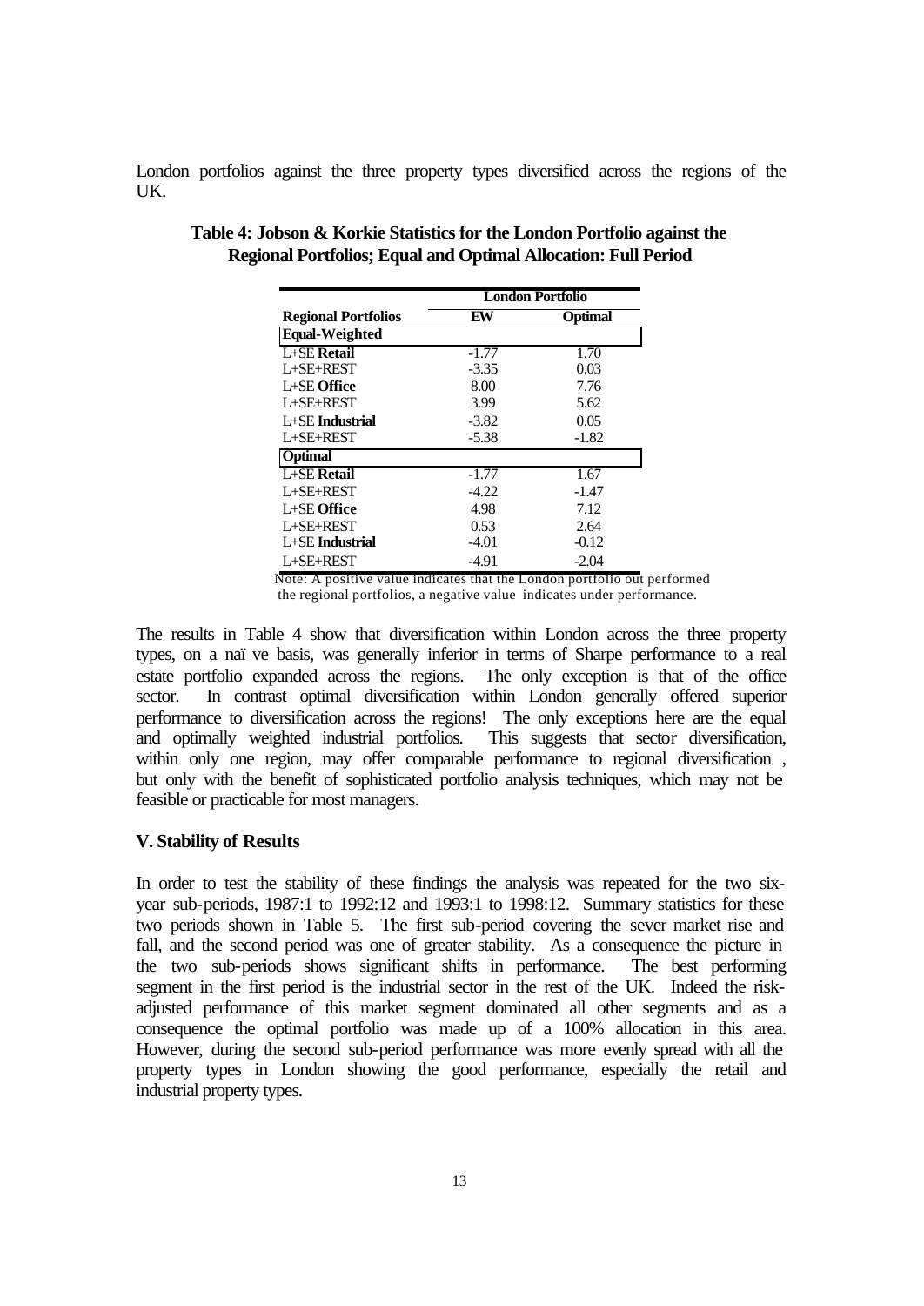London portfolios against the three property types diversified across the regions of the UK.

**Table 4: Jobson & Korkie Statistics for the London Portfolio against the Regional Portfolios; Equal and Optimal Allocation: Full Period**

| | London Portfolio | |
|---|---|---|
| **Regional Portfolios** | **EW** | **Optimal** |
| **Equal-Weighted** | | |
| L+SE **Retail** | -1.77 | 1.70 |
| L+SE+REST | -3.35 | 0.03 |
| L+SE **Office** | 8.00 | 7.76 |
| L+SE+REST | 3.99 | 5.62 |
| L+SE **Industrial** | -3.82 | 0.05 |
| L+SE+REST | -5.38 | -1.82 |
| **Optimal** | | |
| L+SE **Retail** | -1.77 | 1.67 |
| L+SE+REST | -4.22 | -1.47 |
| L+SE **Office** | 4.98 | 7.12 |
| L+SE+REST | 0.53 | 2.64 |
| L+SE **Industrial** | -4.01 | -0.12 |
| L+SE+REST | -4.91 | -2.04 |

Note: A positive value indicates that the London portfolio out performed the regional portfolios, a negative value indicates under performance.

The results in Table 4 show that diversification within London across the three property types, on a naïve basis, was generally inferior in terms of Sharpe performance to a real estate portfolio expanded across the regions. The only exception is that of the office sector. In contrast optimal diversification within London generally offered superior performance to diversification across the regions! The only exceptions here are the equal and optimally weighted industrial portfolios. This suggests that sector diversification, within only one region, may offer comparable performance to regional diversification , but only with the benefit of sophisticated portfolio analysis techniques, which may not be feasible or practicable for most managers.

## V. Stability of Results

In order to test the stability of these findings the analysis was repeated for the two six-year sub-periods, 1987:1 to 1992:12 and 1993:1 to 1998:12. Summary statistics for these two periods shown in Table 5. The first sub-period covering the sever market rise and fall, and the second period was one of greater stability. As a consequence the picture in the two sub-periods shows significant shifts in performance. The best performing segment in the first period is the industrial sector in the rest of the UK. Indeed the risk-adjusted performance of this market segment dominated all other segments and as a consequence the optimal portfolio was made up of a 100% allocation in this area. However, during the second sub-period performance was more evenly spread with all the property types in London showing the good performance, especially the retail and industrial property types.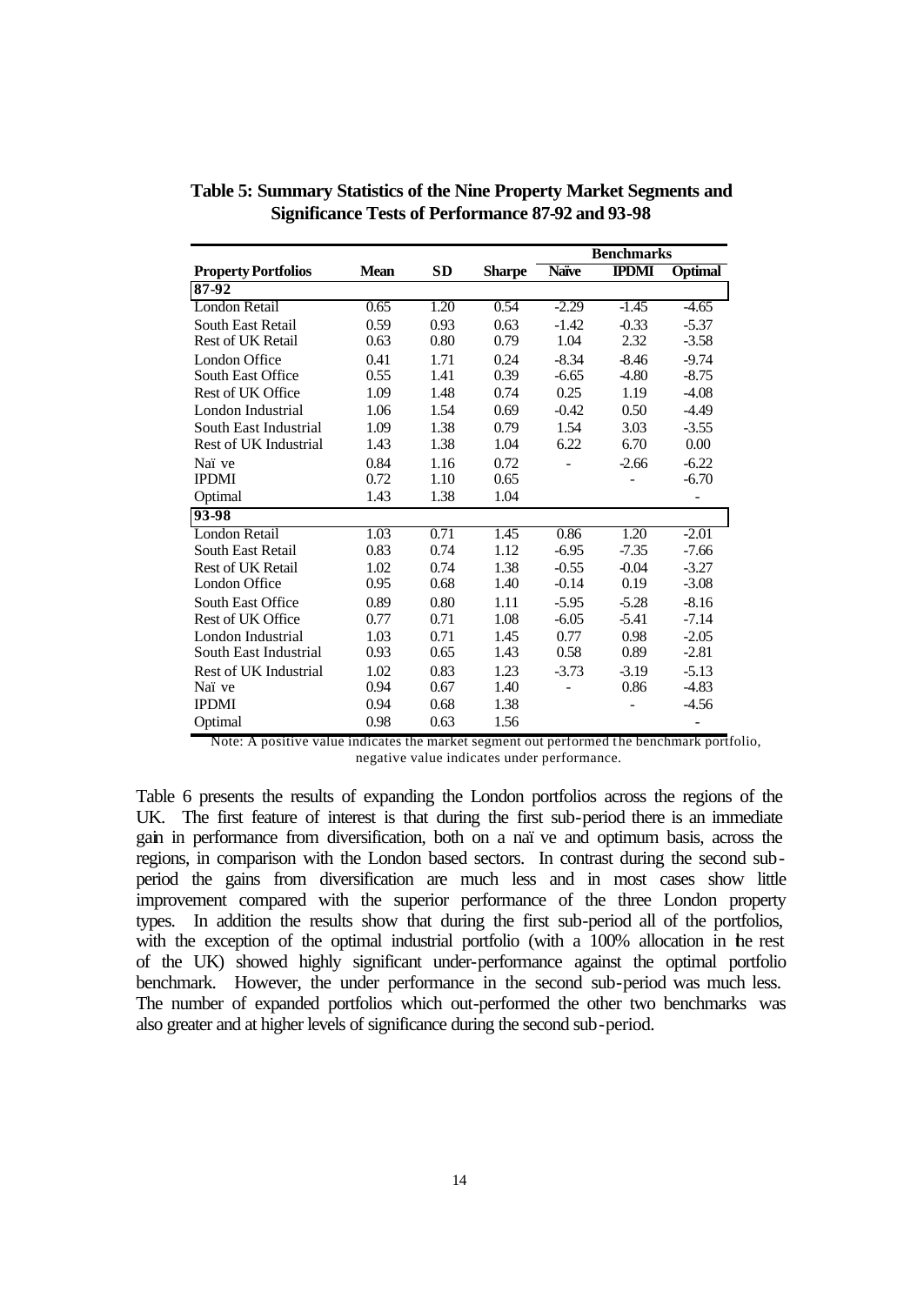**Table 5: Summary Statistics of the Nine Property Market Segments and Significance Tests of Performance 87-92 and 93-98**

| | | | | Benchmarks | | |
|---|---|---|---|---|---|---|
| **Property Portfolios** | **Mean** | **SD** | **Sharpe** | **Naïve** | **IPDMI** | **Optimal** |
| **87-92** | | | | | | |
| London Retail | 0.65 | 1.20 | 0.54 | -2.29 | -1.45 | -4.65 |
| South East Retail | 0.59 | 0.93 | 0.63 | -1.42 | -0.33 | -5.37 |
| Rest of UK Retail | 0.63 | 0.80 | 0.79 | 1.04 | 2.32 | -3.58 |
| London Office | 0.41 | 1.71 | 0.24 | -8.34 | -8.46 | -9.74 |
| South East Office | 0.55 | 1.41 | 0.39 | -6.65 | -4.80 | -8.75 |
| Rest of UK Office | 1.09 | 1.48 | 0.74 | 0.25 | 1.19 | -4.08 |
| London Industrial | 1.06 | 1.54 | 0.69 | -0.42 | 0.50 | -4.49 |
| South East Industrial | 1.09 | 1.38 | 0.79 | 1.54 | 3.03 | -3.55 |
| Rest of UK Industrial | 1.43 | 1.38 | 1.04 | 6.22 | 6.70 | 0.00 |
| Naïve | 0.84 | 1.16 | 0.72 | - | -2.66 | -6.22 |
| IPDMI | 0.72 | 1.10 | 0.65 | | - | -6.70 |
| Optimal | 1.43 | 1.38 | 1.04 | | | - |
| **93-98** | | | | | | |
| London Retail | 1.03 | 0.71 | 1.45 | 0.86 | 1.20 | -2.01 |
| South East Retail | 0.83 | 0.74 | 1.12 | -6.95 | -7.35 | -7.66 |
| Rest of UK Retail | 1.02 | 0.74 | 1.38 | -0.55 | -0.04 | -3.27 |
| London Office | 0.95 | 0.68 | 1.40 | -0.14 | 0.19 | -3.08 |
| South East Office | 0.89 | 0.80 | 1.11 | -5.95 | -5.28 | -8.16 |
| Rest of UK Office | 0.77 | 0.71 | 1.08 | -6.05 | -5.41 | -7.14 |
| London Industrial | 1.03 | 0.71 | 1.45 | 0.77 | 0.98 | -2.05 |
| South East Industrial | 0.93 | 0.65 | 1.43 | 0.58 | 0.89 | -2.81 |
| Rest of UK Industrial | 1.02 | 0.83 | 1.23 | -3.73 | -3.19 | -5.13 |
| Naïve | 0.94 | 0.67 | 1.40 | - | 0.86 | -4.83 |
| IPDMI | 0.94 | 0.68 | 1.38 | | - | -4.56 |
| Optimal | 0.98 | 0.63 | 1.56 | | | - |

Note: A positive value indicates the market segment out performed the benchmark portfolio, negative value indicates under performance.

Table 6 presents the results of expanding the London portfolios across the regions of the UK. The first feature of interest is that during the first sub-period there is an immediate gain in performance from diversification, both on a naïve and optimum basis, across the regions, in comparison with the London based sectors. In contrast during the second sub-period the gains from diversification are much less and in most cases show little improvement compared with the superior performance of the three London property types. In addition the results show that during the first sub-period all of the portfolios, with the exception of the optimal industrial portfolio (with a 100% allocation in the rest of the UK) showed highly significant under-performance against the optimal portfolio benchmark. However, the under performance in the second sub-period was much less. The number of expanded portfolios which out-performed the other two benchmarks was also greater and at higher levels of significance during the second sub-period.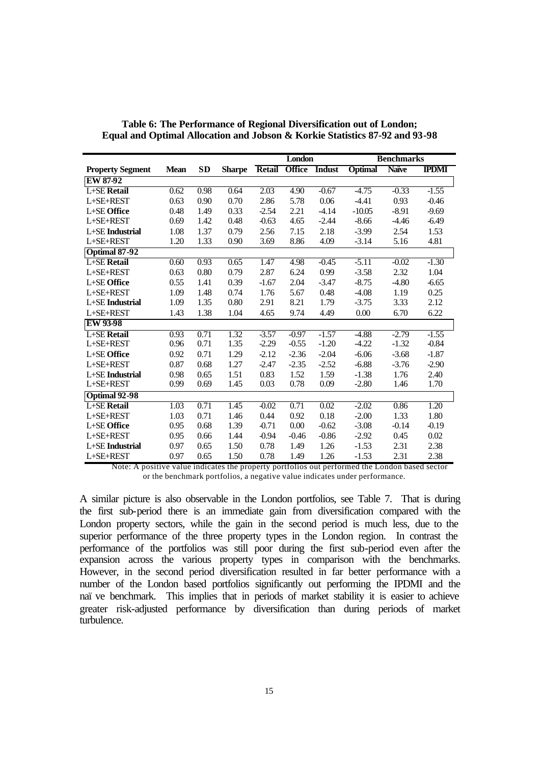**Table 6: The Performance of Regional Diversification out of London; Equal and Optimal Allocation and Jobson & Korkie Statistics 87-92 and 93-98**

| | | | | London | | | Benchmarks | | |
|---|---|---|---|---|---|---|---|---|---|
| **Property Segment** | **Mean** | **SD** | **Sharpe** | **Retail** | **Office** | **Indust** | **Optimal** | **Naïve** | **IPDMI** |
| **EW 87-92** | | | | | | | | | |
| L+SE **Retail** | 0.62 | 0.98 | 0.64 | 2.03 | 4.90 | -0.67 | -4.75 | -0.33 | -1.55 |
| L+SE+REST | 0.63 | 0.90 | 0.70 | 2.86 | 5.78 | 0.06 | -4.41 | 0.93 | -0.46 |
| L+SE **Office** | 0.48 | 1.49 | 0.33 | -2.54 | 2.21 | -4.14 | -10.05 | -8.91 | -9.69 |
| L+SE+REST | 0.69 | 1.42 | 0.48 | -0.63 | 4.65 | -2.44 | -8.66 | -4.46 | -6.49 |
| L+SE **Industrial** | 1.08 | 1.37 | 0.79 | 2.56 | 7.15 | 2.18 | -3.99 | 2.54 | 1.53 |
| L+SE+REST | 1.20 | 1.33 | 0.90 | 3.69 | 8.86 | 4.09 | -3.14 | 5.16 | 4.81 |
| **Optimal 87-92** | | | | | | | | | |
| L+SE **Retail** | 0.60 | 0.93 | 0.65 | 1.47 | 4.98 | -0.45 | -5.11 | -0.02 | -1.30 |
| L+SE+REST | 0.63 | 0.80 | 0.79 | 2.87 | 6.24 | 0.99 | -3.58 | 2.32 | 1.04 |
| L+SE **Office** | 0.55 | 1.41 | 0.39 | -1.67 | 2.04 | -3.47 | -8.75 | -4.80 | -6.65 |
| L+SE+REST | 1.09 | 1.48 | 0.74 | 1.76 | 5.67 | 0.48 | -4.08 | 1.19 | 0.25 |
| L+SE **Industrial** | 1.09 | 1.35 | 0.80 | 2.91 | 8.21 | 1.79 | -3.75 | 3.33 | 2.12 |
| L+SE+REST | 1.43 | 1.38 | 1.04 | 4.65 | 9.74 | 4.49 | 0.00 | 6.70 | 6.22 |
| **EW 93-98** | | | | | | | | | |
| L+SE **Retail** | 0.93 | 0.71 | 1.32 | -3.57 | -0.97 | -1.57 | -4.88 | -2.79 | -1.55 |
| L+SE+REST | 0.96 | 0.71 | 1.35 | -2.29 | -0.55 | -1.20 | -4.22 | -1.32 | -0.84 |
| L+SE **Office** | 0.92 | 0.71 | 1.29 | -2.12 | -2.36 | -2.04 | -6.06 | -3.68 | -1.87 |
| L+SE+REST | 0.87 | 0.68 | 1.27 | -2.47 | -2.35 | -2.52 | -6.88 | -3.76 | -2.90 |
| L+SE **Industrial** | 0.98 | 0.65 | 1.51 | 0.83 | 1.52 | 1.59 | -1.38 | 1.76 | 2.40 |
| L+SE+REST | 0.99 | 0.69 | 1.45 | 0.03 | 0.78 | 0.09 | -2.80 | 1.46 | 1.70 |
| **Optimal 92-98** | | | | | | | | | |
| L+SE **Retail** | 1.03 | 0.71 | 1.45 | -0.02 | 0.71 | 0.02 | -2.02 | 0.86 | 1.20 |
| L+SE+REST | 1.03 | 0.71 | 1.46 | 0.44 | 0.92 | 0.18 | -2.00 | 1.33 | 1.80 |
| L+SE **Office** | 0.95 | 0.68 | 1.39 | -0.71 | 0.00 | -0.62 | -3.08 | -0.14 | -0.19 |
| L+SE+REST | 0.95 | 0.66 | 1.44 | -0.94 | -0.46 | -0.86 | -2.92 | 0.45 | 0.02 |
| L+SE **Industrial** | 0.97 | 0.65 | 1.50 | 0.78 | 1.49 | 1.26 | -1.53 | 2.31 | 2.38 |
| L+SE+REST | 0.97 | 0.65 | 1.50 | 0.78 | 1.49 | 1.26 | -1.53 | 2.31 | 2.38 |

Note: A positive value indicates the property portfolios out performed the London based sector or the benchmark portfolios, a negative value indicates under performance.

A similar picture is also observable in the London portfolios, see Table 7. That is during the first sub-period there is an immediate gain from diversification compared with the London property sectors, while the gain in the second period is much less, due to the superior performance of the three property types in the London region. In contrast the performance of the portfolios was still poor during the first sub-period even after the expansion across the various property types in comparison with the benchmarks. However, in the second period diversification resulted in far better performance with a number of the London based portfolios significantly out performing the IPDMI and the naïve benchmark. This implies that in periods of market stability it is easier to achieve greater risk-adjusted performance by diversification than during periods of market turbulence.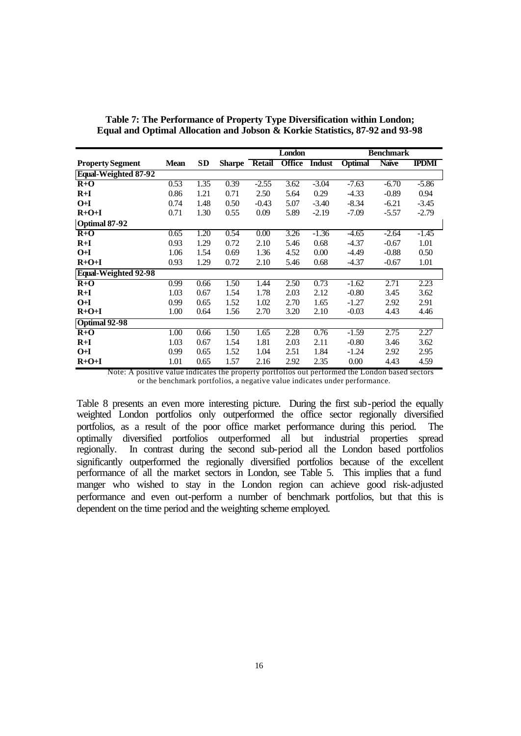**Table 7: The Performance of Property Type Diversification within London; Equal and Optimal Allocation and Jobson & Korkie Statistics, 87-92 and 93-98**

| | | | | London | | | Benchmark | | |
|---|---|---|---|---|---|---|---|---|---|
| **Property Segment** | **Mean** | **SD** | **Sharpe** | **Retail** | **Office** | **Indust** | **Optimal** | **Naïve** | **IPDMI** |
| **Equal-Weighted 87-92** | | | | | | | | | |
| **R+O** | 0.53 | 1.35 | 0.39 | -2.55 | 3.62 | -3.04 | -7.63 | -6.70 | -5.86 |
| **R+I** | 0.86 | 1.21 | 0.71 | 2.50 | 5.64 | 0.29 | -4.33 | -0.89 | 0.94 |
| **O+I** | 0.74 | 1.48 | 0.50 | -0.43 | 5.07 | -3.40 | -8.34 | -6.21 | -3.45 |
| **R+O+I** | 0.71 | 1.30 | 0.55 | 0.09 | 5.89 | -2.19 | -7.09 | -5.57 | -2.79 |
| **Optimal 87-92** | | | | | | | | | |
| **R+O** | 0.65 | 1.20 | 0.54 | 0.00 | 3.26 | -1.36 | -4.65 | -2.64 | -1.45 |
| **R+I** | 0.93 | 1.29 | 0.72 | 2.10 | 5.46 | 0.68 | -4.37 | -0.67 | 1.01 |
| **O+I** | 1.06 | 1.54 | 0.69 | 1.36 | 4.52 | 0.00 | -4.49 | -0.88 | 0.50 |
| **R+O+I** | 0.93 | 1.29 | 0.72 | 2.10 | 5.46 | 0.68 | -4.37 | -0.67 | 1.01 |
| **Equal-Weighted 92-98** | | | | | | | | | |
| **R+O** | 0.99 | 0.66 | 1.50 | 1.44 | 2.50 | 0.73 | -1.62 | 2.71 | 2.23 |
| **R+I** | 1.03 | 0.67 | 1.54 | 1.78 | 2.03 | 2.12 | -0.80 | 3.45 | 3.62 |
| **O+I** | 0.99 | 0.65 | 1.52 | 1.02 | 2.70 | 1.65 | -1.27 | 2.92 | 2.91 |
| **R+O+I** | 1.00 | 0.64 | 1.56 | 2.70 | 3.20 | 2.10 | -0.03 | 4.43 | 4.46 |
| **Optimal 92-98** | | | | | | | | | |
| **R+O** | 1.00 | 0.66 | 1.50 | 1.65 | 2.28 | 0.76 | -1.59 | 2.75 | 2.27 |
| **R+I** | 1.03 | 0.67 | 1.54 | 1.81 | 2.03 | 2.11 | -0.80 | 3.46 | 3.62 |
| **O+I** | 0.99 | 0.65 | 1.52 | 1.04 | 2.51 | 1.84 | -1.24 | 2.92 | 2.95 |
| **R+O+I** | 1.01 | 0.65 | 1.57 | 2.16 | 2.92 | 2.35 | 0.00 | 4.43 | 4.59 |

Note: A positive value indicates the property portfolios out performed the London based sectors or the benchmark portfolios, a negative value indicates under performance.

Table 8 presents an even more interesting picture. During the first sub-period the equally weighted London portfolios only outperformed the office sector regionally diversified portfolios, as a result of the poor office market performance during this period. The optimally diversified portfolios outperformed all but industrial properties spread regionally. In contrast during the second sub-period all the London based portfolios significantly outperformed the regionally diversified portfolios because of the excellent performance of all the market sectors in London, see Table 5. This implies that a fund manger who wished to stay in the London region can achieve good risk-adjusted performance and even out-perform a number of benchmark portfolios, but that this is dependent on the time period and the weighting scheme employed.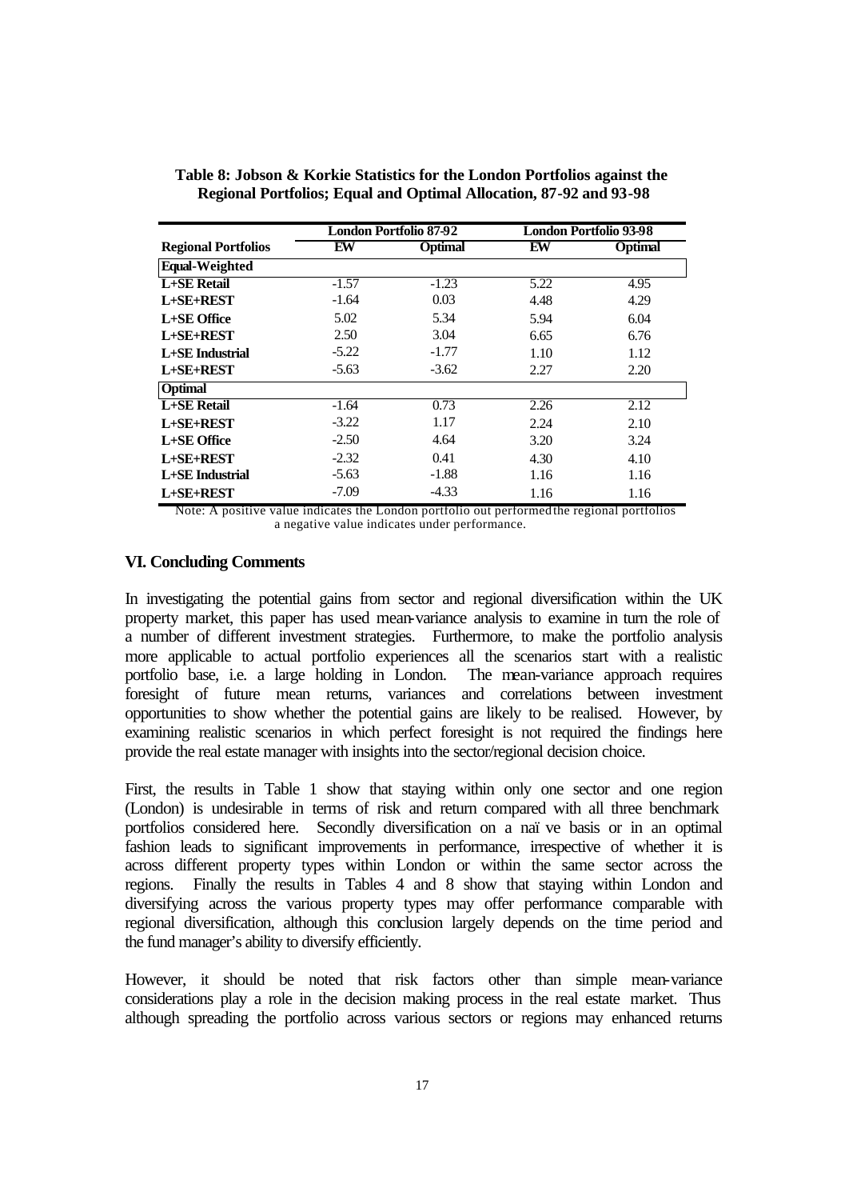**Table 8: Jobson & Korkie Statistics for the London Portfolios against the Regional Portfolios; Equal and Optimal Allocation, 87-92 and 93-98**

| | London Portfolio 87-92 | | London Portfolio 93-98 | |
|---|---|---|---|---|
| **Regional Portfolios** | **EW** | **Optimal** | **EW** | **Optimal** |
| **Equal-Weighted** | | | | |
| **L+SE Retail** | -1.57 | -1.23 | 5.22 | 4.95 |
| **L+SE+REST** | -1.64 | 0.03 | 4.48 | 4.29 |
| **L+SE Office** | 5.02 | 5.34 | 5.94 | 6.04 |
| **L+SE+REST** | 2.50 | 3.04 | 6.65 | 6.76 |
| **L+SE Industrial** | -5.22 | -1.77 | 1.10 | 1.12 |
| **L+SE+REST** | -5.63 | -3.62 | 2.27 | 2.20 |
| **Optimal** | | | | |
| **L+SE Retail** | -1.64 | 0.73 | 2.26 | 2.12 |
| **L+SE+REST** | -3.22 | 1.17 | 2.24 | 2.10 |
| **L+SE Office** | -2.50 | 4.64 | 3.20 | 3.24 |
| **L+SE+REST** | -2.32 | 0.41 | 4.30 | 4.10 |
| **L+SE Industrial** | -5.63 | -1.88 | 1.16 | 1.16 |
| **L+SE+REST** | -7.09 | -4.33 | 1.16 | 1.16 |

Note: A positive value indicates the London portfolio out performed the regional portfolios a negative value indicates under performance.

## VI. Concluding Comments

In investigating the potential gains from sector and regional diversification within the UK property market, this paper has used mean-variance analysis to examine in turn the role of a number of different investment strategies. Furthermore, to make the portfolio analysis more applicable to actual portfolio experiences all the scenarios start with a realistic portfolio base, i.e. a large holding in London. The mean-variance approach requires foresight of future mean returns, variances and correlations between investment opportunities to show whether the potential gains are likely to be realised. However, by examining realistic scenarios in which perfect foresight is not required the findings here provide the real estate manager with insights into the sector/regional decision choice.

First, the results in Table 1 show that staying within only one sector and one region (London) is undesirable in terms of risk and return compared with all three benchmark portfolios considered here. Secondly diversification on a naïve basis or in an optimal fashion leads to significant improvements in performance, irrespective of whether it is across different property types within London or within the same sector across the regions. Finally the results in Tables 4 and 8 show that staying within London and diversifying across the various property types may offer performance comparable with regional diversification, although this conclusion largely depends on the time period and the fund manager's ability to diversify efficiently.

However, it should be noted that risk factors other than simple mean-variance considerations play a role in the decision making process in the real estate market. Thus although spreading the portfolio across various sectors or regions may enhanced returns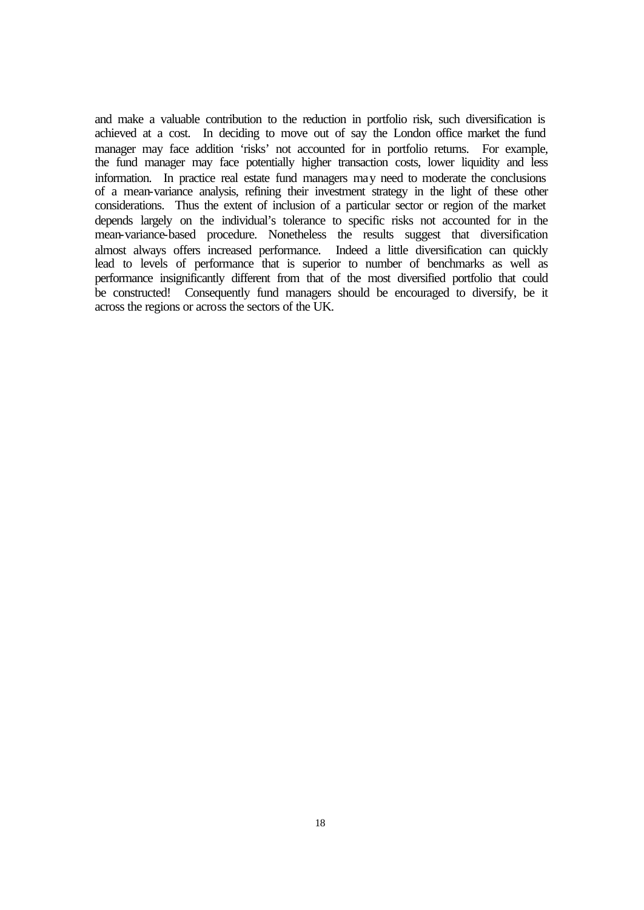and make a valuable contribution to the reduction in portfolio risk, such diversification is achieved at a cost. In deciding to move out of say the London office market the fund manager may face addition 'risks' not accounted for in portfolio returns. For example, the fund manager may face potentially higher transaction costs, lower liquidity and less information. In practice real estate fund managers may need to moderate the conclusions of a mean-variance analysis, refining their investment strategy in the light of these other considerations. Thus the extent of inclusion of a particular sector or region of the market depends largely on the individual's tolerance to specific risks not accounted for in the mean-variance-based procedure. Nonetheless the results suggest that diversification almost always offers increased performance. Indeed a little diversification can quickly lead to levels of performance that is superior to number of benchmarks as well as performance insignificantly different from that of the most diversified portfolio that could be constructed! Consequently fund managers should be encouraged to diversify, be it across the regions or across the sectors of the UK.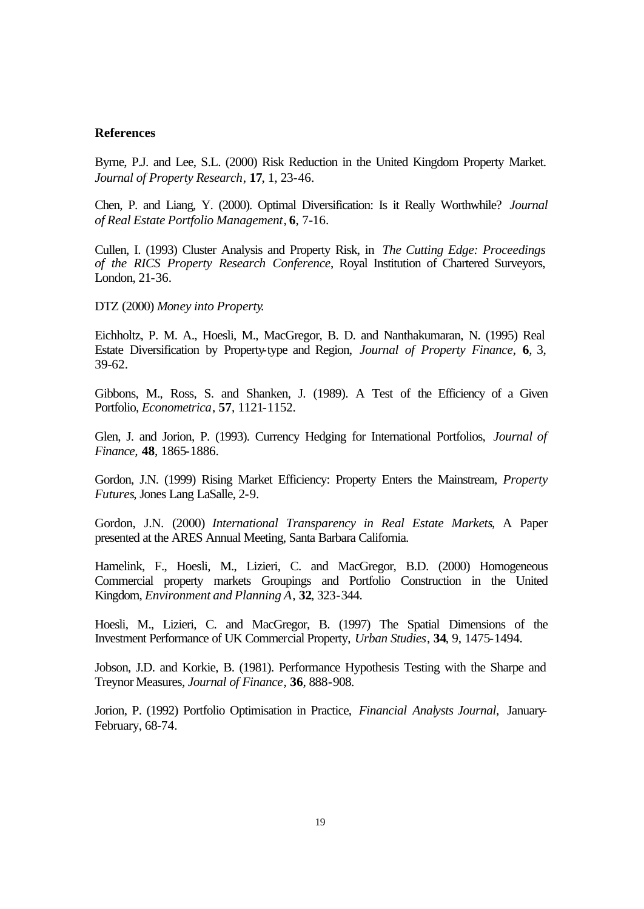**References**

Byrne, P.J. and Lee, S.L. (2000) Risk Reduction in the United Kingdom Property Market. *Journal of Property Research*, **17**, 1, 23-46.

Chen, P. and Liang, Y. (2000). Optimal Diversification: Is it Really Worthwhile? *Journal of Real Estate Portfolio Management*, **6**, 7-16.

Cullen, I. (1993) Cluster Analysis and Property Risk, in *The Cutting Edge: Proceedings of the RICS Property Research Conference*, Royal Institution of Chartered Surveyors, London, 21-36.

DTZ (2000) *Money into Property.*

Eichholtz, P. M. A., Hoesli, M., MacGregor, B. D. and Nanthakumaran, N. (1995) Real Estate Diversification by Property-type and Region, *Journal of Property Finance*, **6**, 3, 39-62.

Gibbons, M., Ross, S. and Shanken, J. (1989). A Test of the Efficiency of a Given Portfolio, *Econometrica*, **57**, 1121-1152.

Glen, J. and Jorion, P. (1993). Currency Hedging for International Portfolios, *Journal of Finance*, **48**, 1865-1886.

Gordon, J.N. (1999) Rising Market Efficiency: Property Enters the Mainstream, *Property Futures*, Jones Lang LaSalle, 2-9.

Gordon, J.N. (2000) *International Transparency in Real Estate Markets*, A Paper presented at the ARES Annual Meeting, Santa Barbara California.

Hamelink, F., Hoesli, M., Lizieri, C. and MacGregor, B.D. (2000) Homogeneous Commercial property markets Groupings and Portfolio Construction in the United Kingdom, *Environment and Planning A*, **32**, 323-344.

Hoesli, M., Lizieri, C. and MacGregor, B. (1997) The Spatial Dimensions of the Investment Performance of UK Commercial Property, *Urban Studies*, **34**, 9, 1475-1494.

Jobson, J.D. and Korkie, B. (1981). Performance Hypothesis Testing with the Sharpe and Treynor Measures, *Journal of Finance*, **36**, 888-908.

Jorion, P. (1992) Portfolio Optimisation in Practice, *Financial Analysts Journal*, January-February, 68-74.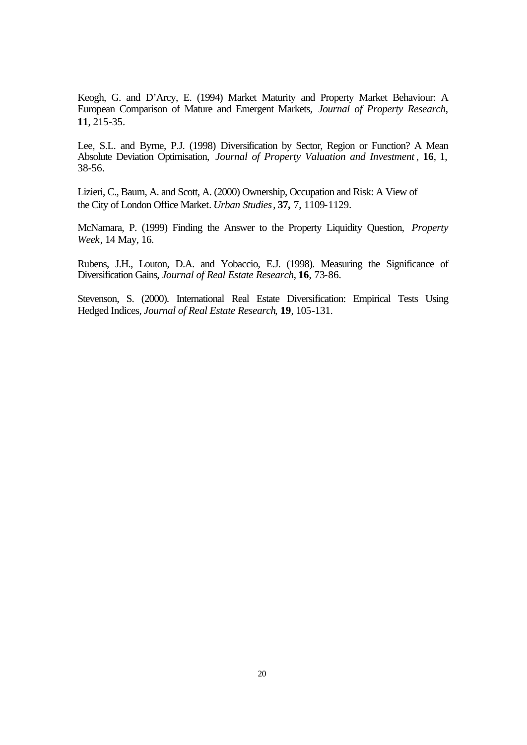Keogh, G. and D'Arcy, E. (1994) Market Maturity and Property Market Behaviour: A European Comparison of Mature and Emergent Markets, *Journal of Property Research*, **11**, 215-35.

Lee, S.L. and Byrne, P.J. (1998) Diversification by Sector, Region or Function? A Mean Absolute Deviation Optimisation, *Journal of Property Valuation and Investment*, **16**, 1, 38-56.

Lizieri, C., Baum, A. and Scott, A. (2000) Ownership, Occupation and Risk: A View of the City of London Office Market. *Urban Studies*, **37,** 7, 1109-1129.

McNamara, P. (1999) Finding the Answer to the Property Liquidity Question, *Property Week*, 14 May, 16.

Rubens, J.H., Louton, D.A. and Yobaccio, E.J. (1998). Measuring the Significance of Diversification Gains, *Journal of Real Estate Research*, **16**, 73-86.

Stevenson, S. (2000). International Real Estate Diversification: Empirical Tests Using Hedged Indices, *Journal of Real Estate Research*, **19**, 105-131.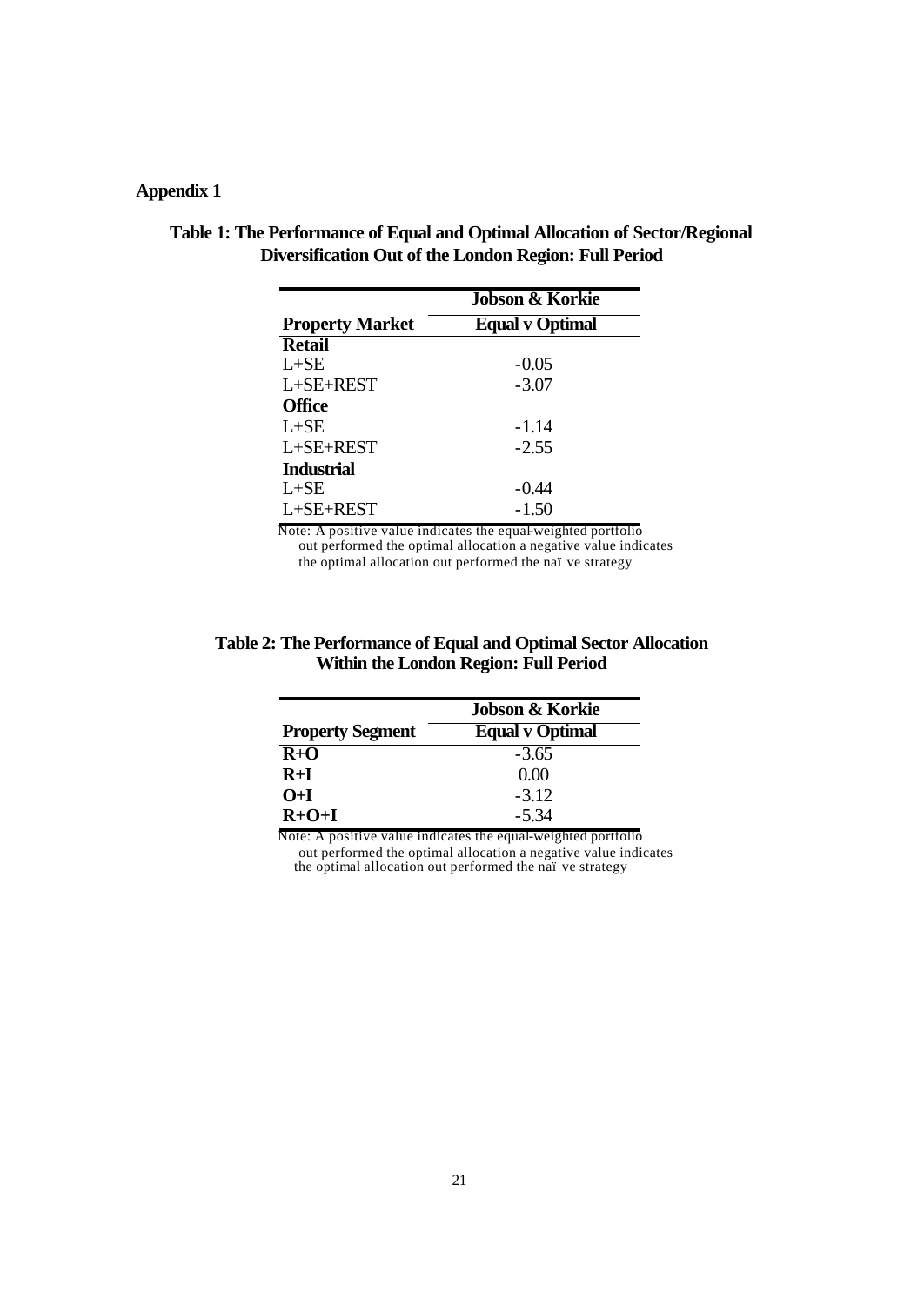## Appendix 1

**Table 1: The Performance of Equal and Optimal Allocation of Sector/Regional Diversification Out of the London Region: Full Period**

| | Jobson & Korkie |
|---|---|
| **Property Market** | **Equal v Optimal** |
| **Retail** | |
| L+SE | -0.05 |
| L+SE+REST | -3.07 |
| **Office** | |
| L+SE | -1.14 |
| L+SE+REST | -2.55 |
| **Industrial** | |
| L+SE | -0.44 |
| L+SE+REST | -1.50 |

Note: A positive value indicates the equal-weighted portfolio out performed the optimal allocation a negative value indicates the optimal allocation out performed the naï ve strategy

**Table 2: The Performance of Equal and Optimal Sector Allocation Within the London Region: Full Period**

| | Jobson & Korkie |
|---|---|
| **Property Segment** | **Equal v Optimal** |
| **R+O** | -3.65 |
| **R+I** | 0.00 |
| **O+I** | -3.12 |
| **R+O+I** | -5.34 |

Note: A positive value indicates the equal-weighted portfolio out performed the optimal allocation a negative value indicates the optimal allocation out performed the naï ve strategy